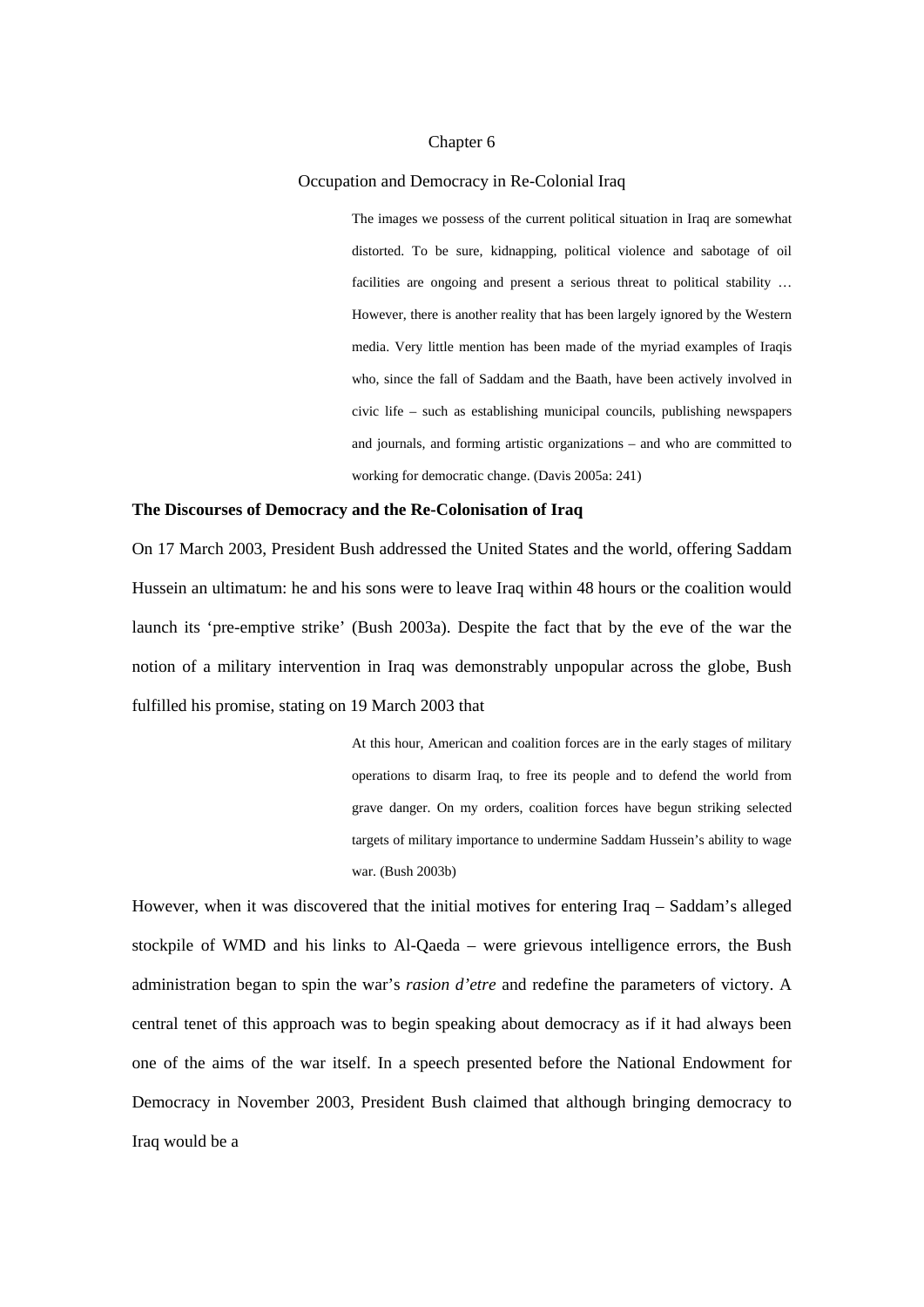# Chapter 6

## Occupation and Democracy in Re-Colonial Iraq

> The images we possess of the current political situation in Iraq are somewhat distorted. To be sure, kidnapping, political violence and sabotage of oil facilities are ongoing and present a serious threat to political stability … However, there is another reality that has been largely ignored by the Western media. Very little mention has been made of the myriad examples of Iraqis who, since the fall of Saddam and the Baath, have been actively involved in civic life – such as establishing municipal councils, publishing newspapers and journals, and forming artistic organizations – and who are committed to working for democratic change. (Davis 2005a: 241)

### The Discourses of Democracy and the Re-Colonisation of Iraq

On 17 March 2003, President Bush addressed the United States and the world, offering Saddam Hussein an ultimatum: he and his sons were to leave Iraq within 48 hours or the coalition would launch its 'pre-emptive strike' (Bush 2003a). Despite the fact that by the eve of the war the notion of a military intervention in Iraq was demonstrably unpopular across the globe, Bush fulfilled his promise, stating on 19 March 2003 that

> At this hour, American and coalition forces are in the early stages of military operations to disarm Iraq, to free its people and to defend the world from grave danger. On my orders, coalition forces have begun striking selected targets of military importance to undermine Saddam Hussein's ability to wage war. (Bush 2003b)

However, when it was discovered that the initial motives for entering Iraq – Saddam's alleged stockpile of WMD and his links to Al-Qaeda – were grievous intelligence errors, the Bush administration began to spin the war's *rasion d'etre* and redefine the parameters of victory. A central tenet of this approach was to begin speaking about democracy as if it had always been one of the aims of the war itself. In a speech presented before the National Endowment for Democracy in November 2003, President Bush claimed that although bringing democracy to Iraq would be a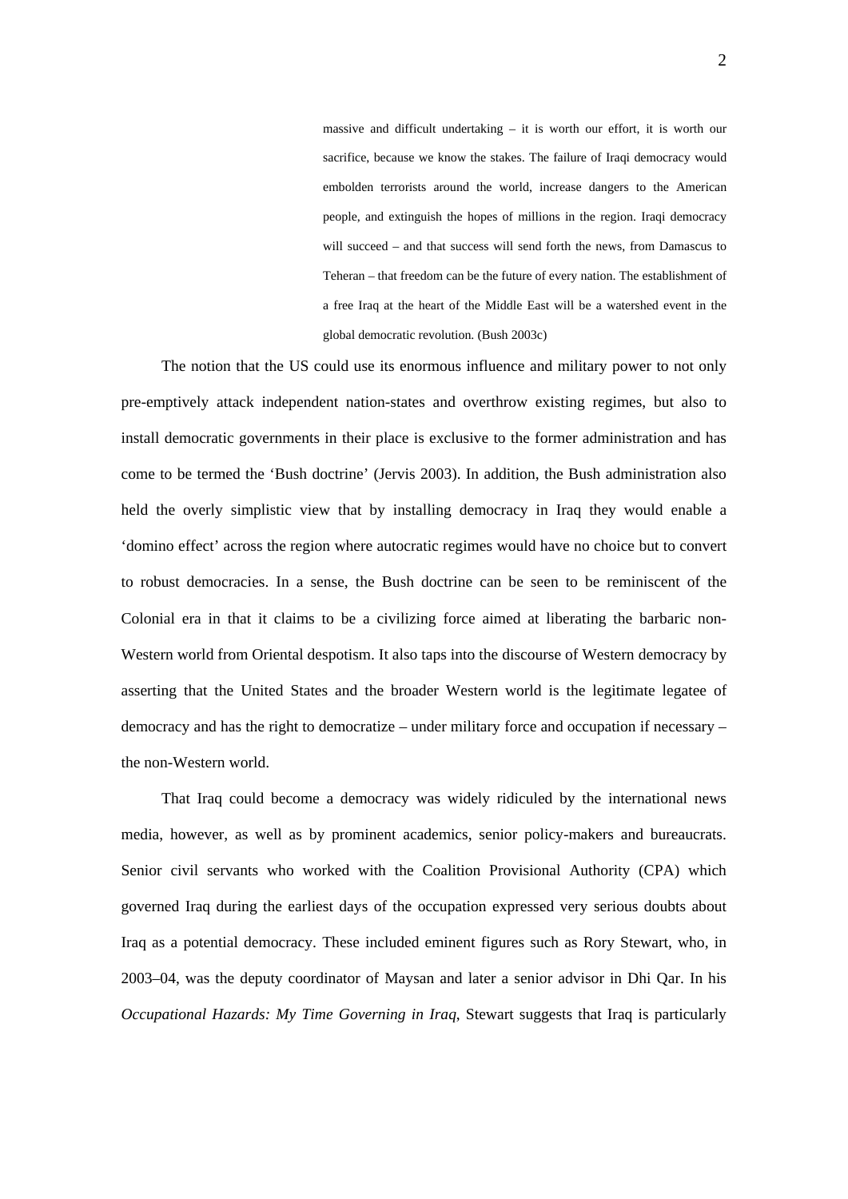> massive and difficult undertaking – it is worth our effort, it is worth our sacrifice, because we know the stakes. The failure of Iraqi democracy would embolden terrorists around the world, increase dangers to the American people, and extinguish the hopes of millions in the region. Iraqi democracy will succeed – and that success will send forth the news, from Damascus to Teheran – that freedom can be the future of every nation. The establishment of a free Iraq at the heart of the Middle East will be a watershed event in the global democratic revolution. (Bush 2003c)

The notion that the US could use its enormous influence and military power to not only pre-emptively attack independent nation-states and overthrow existing regimes, but also to install democratic governments in their place is exclusive to the former administration and has come to be termed the 'Bush doctrine' (Jervis 2003). In addition, the Bush administration also held the overly simplistic view that by installing democracy in Iraq they would enable a 'domino effect' across the region where autocratic regimes would have no choice but to convert to robust democracies. In a sense, the Bush doctrine can be seen to be reminiscent of the Colonial era in that it claims to be a civilizing force aimed at liberating the barbaric non-Western world from Oriental despotism. It also taps into the discourse of Western democracy by asserting that the United States and the broader Western world is the legitimate legatee of democracy and has the right to democratize – under military force and occupation if necessary – the non-Western world.

That Iraq could become a democracy was widely ridiculed by the international news media, however, as well as by prominent academics, senior policy-makers and bureaucrats. Senior civil servants who worked with the Coalition Provisional Authority (CPA) which governed Iraq during the earliest days of the occupation expressed very serious doubts about Iraq as a potential democracy. These included eminent figures such as Rory Stewart, who, in 2003–04, was the deputy coordinator of Maysan and later a senior advisor in Dhi Qar. In his *Occupational Hazards: My Time Governing in Iraq*, Stewart suggests that Iraq is particularly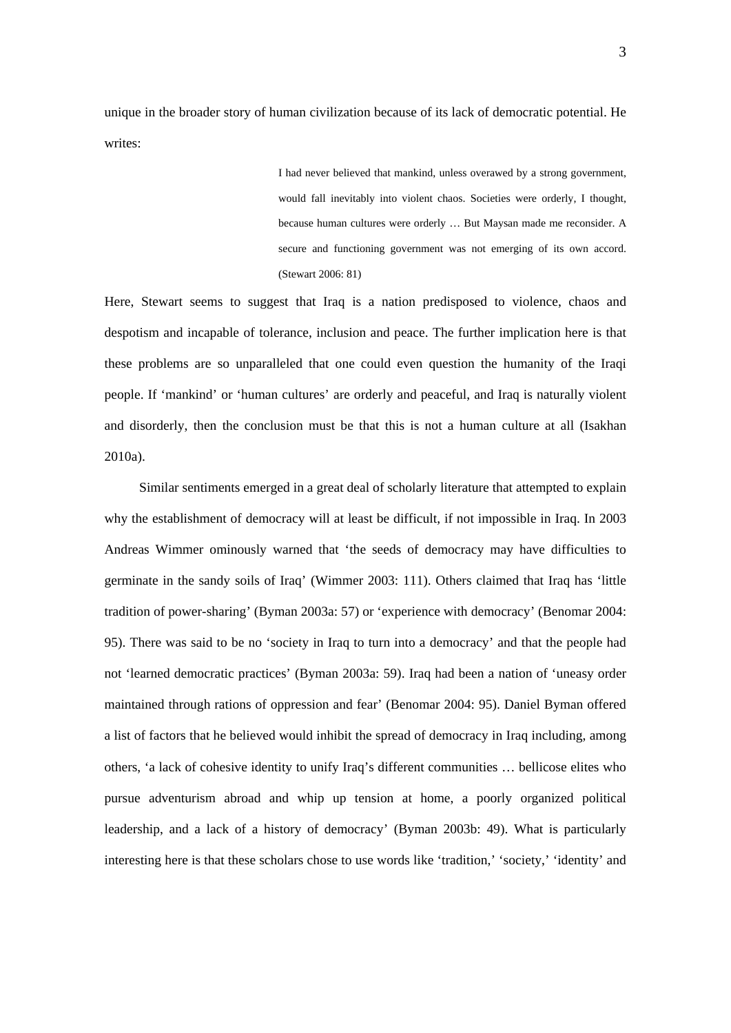unique in the broader story of human civilization because of its lack of democratic potential. He writes:

> I had never believed that mankind, unless overawed by a strong government, would fall inevitably into violent chaos. Societies were orderly, I thought, because human cultures were orderly … But Maysan made me reconsider. A secure and functioning government was not emerging of its own accord. (Stewart 2006: 81)

Here, Stewart seems to suggest that Iraq is a nation predisposed to violence, chaos and despotism and incapable of tolerance, inclusion and peace. The further implication here is that these problems are so unparalleled that one could even question the humanity of the Iraqi people. If 'mankind' or 'human cultures' are orderly and peaceful, and Iraq is naturally violent and disorderly, then the conclusion must be that this is not a human culture at all (Isakhan 2010a).

Similar sentiments emerged in a great deal of scholarly literature that attempted to explain why the establishment of democracy will at least be difficult, if not impossible in Iraq. In 2003 Andreas Wimmer ominously warned that 'the seeds of democracy may have difficulties to germinate in the sandy soils of Iraq' (Wimmer 2003: 111). Others claimed that Iraq has 'little tradition of power-sharing' (Byman 2003a: 57) or 'experience with democracy' (Benomar 2004: 95). There was said to be no 'society in Iraq to turn into a democracy' and that the people had not 'learned democratic practices' (Byman 2003a: 59). Iraq had been a nation of 'uneasy order maintained through rations of oppression and fear' (Benomar 2004: 95). Daniel Byman offered a list of factors that he believed would inhibit the spread of democracy in Iraq including, among others, 'a lack of cohesive identity to unify Iraq's different communities … bellicose elites who pursue adventurism abroad and whip up tension at home, a poorly organized political leadership, and a lack of a history of democracy' (Byman 2003b: 49). What is particularly interesting here is that these scholars chose to use words like 'tradition,' 'society,' 'identity' and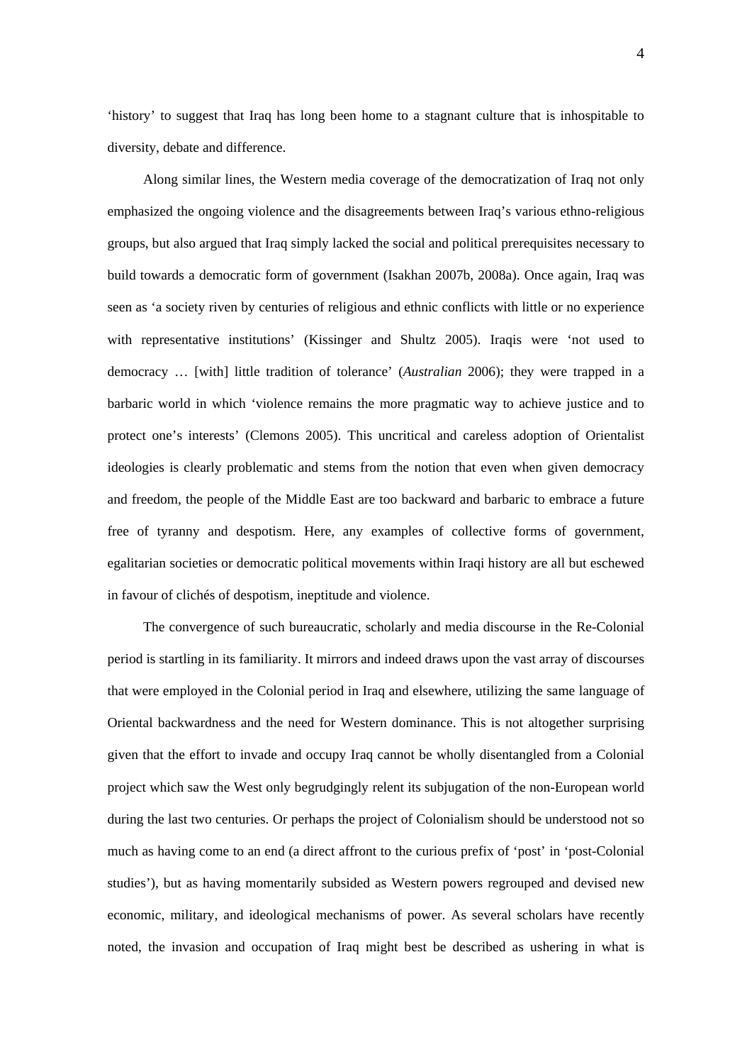'history' to suggest that Iraq has long been home to a stagnant culture that is inhospitable to diversity, debate and difference.

Along similar lines, the Western media coverage of the democratization of Iraq not only emphasized the ongoing violence and the disagreements between Iraq's various ethno-religious groups, but also argued that Iraq simply lacked the social and political prerequisites necessary to build towards a democratic form of government (Isakhan 2007b, 2008a). Once again, Iraq was seen as 'a society riven by centuries of religious and ethnic conflicts with little or no experience with representative institutions' (Kissinger and Shultz 2005). Iraqis were 'not used to democracy … [with] little tradition of tolerance' (*Australian* 2006); they were trapped in a barbaric world in which 'violence remains the more pragmatic way to achieve justice and to protect one's interests' (Clemons 2005). This uncritical and careless adoption of Orientalist ideologies is clearly problematic and stems from the notion that even when given democracy and freedom, the people of the Middle East are too backward and barbaric to embrace a future free of tyranny and despotism. Here, any examples of collective forms of government, egalitarian societies or democratic political movements within Iraqi history are all but eschewed in favour of clichés of despotism, ineptitude and violence.

The convergence of such bureaucratic, scholarly and media discourse in the Re-Colonial period is startling in its familiarity. It mirrors and indeed draws upon the vast array of discourses that were employed in the Colonial period in Iraq and elsewhere, utilizing the same language of Oriental backwardness and the need for Western dominance. This is not altogether surprising given that the effort to invade and occupy Iraq cannot be wholly disentangled from a Colonial project which saw the West only begrudgingly relent its subjugation of the non-European world during the last two centuries. Or perhaps the project of Colonialism should be understood not so much as having come to an end (a direct affront to the curious prefix of 'post' in 'post-Colonial studies'), but as having momentarily subsided as Western powers regrouped and devised new economic, military, and ideological mechanisms of power. As several scholars have recently noted, the invasion and occupation of Iraq might best be described as ushering in what is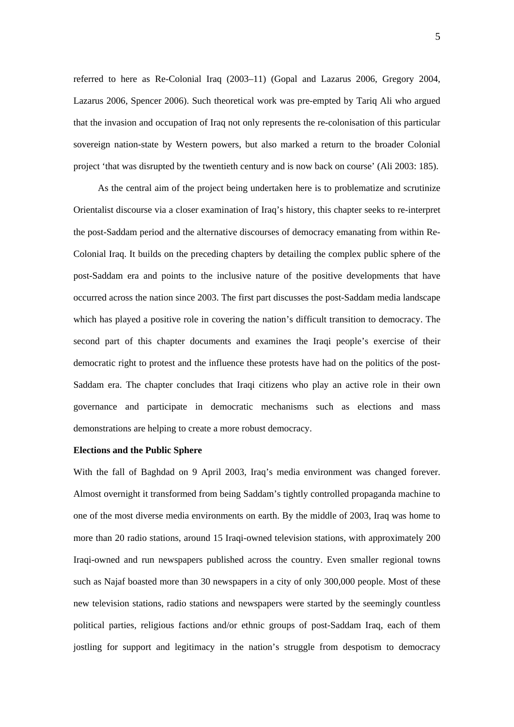referred to here as Re-Colonial Iraq (2003–11) (Gopal and Lazarus 2006, Gregory 2004, Lazarus 2006, Spencer 2006). Such theoretical work was pre-empted by Tariq Ali who argued that the invasion and occupation of Iraq not only represents the re-colonisation of this particular sovereign nation-state by Western powers, but also marked a return to the broader Colonial project 'that was disrupted by the twentieth century and is now back on course' (Ali 2003: 185).

As the central aim of the project being undertaken here is to problematize and scrutinize Orientalist discourse via a closer examination of Iraq's history, this chapter seeks to re-interpret the post-Saddam period and the alternative discourses of democracy emanating from within Re-Colonial Iraq. It builds on the preceding chapters by detailing the complex public sphere of the post-Saddam era and points to the inclusive nature of the positive developments that have occurred across the nation since 2003. The first part discusses the post-Saddam media landscape which has played a positive role in covering the nation's difficult transition to democracy. The second part of this chapter documents and examines the Iraqi people's exercise of their democratic right to protest and the influence these protests have had on the politics of the post-Saddam era. The chapter concludes that Iraqi citizens who play an active role in their own governance and participate in democratic mechanisms such as elections and mass demonstrations are helping to create a more robust democracy.

**Elections and the Public Sphere**

With the fall of Baghdad on 9 April 2003, Iraq's media environment was changed forever. Almost overnight it transformed from being Saddam's tightly controlled propaganda machine to one of the most diverse media environments on earth. By the middle of 2003, Iraq was home to more than 20 radio stations, around 15 Iraqi-owned television stations, with approximately 200 Iraqi-owned and run newspapers published across the country. Even smaller regional towns such as Najaf boasted more than 30 newspapers in a city of only 300,000 people. Most of these new television stations, radio stations and newspapers were started by the seemingly countless political parties, religious factions and/or ethnic groups of post-Saddam Iraq, each of them jostling for support and legitimacy in the nation's struggle from despotism to democracy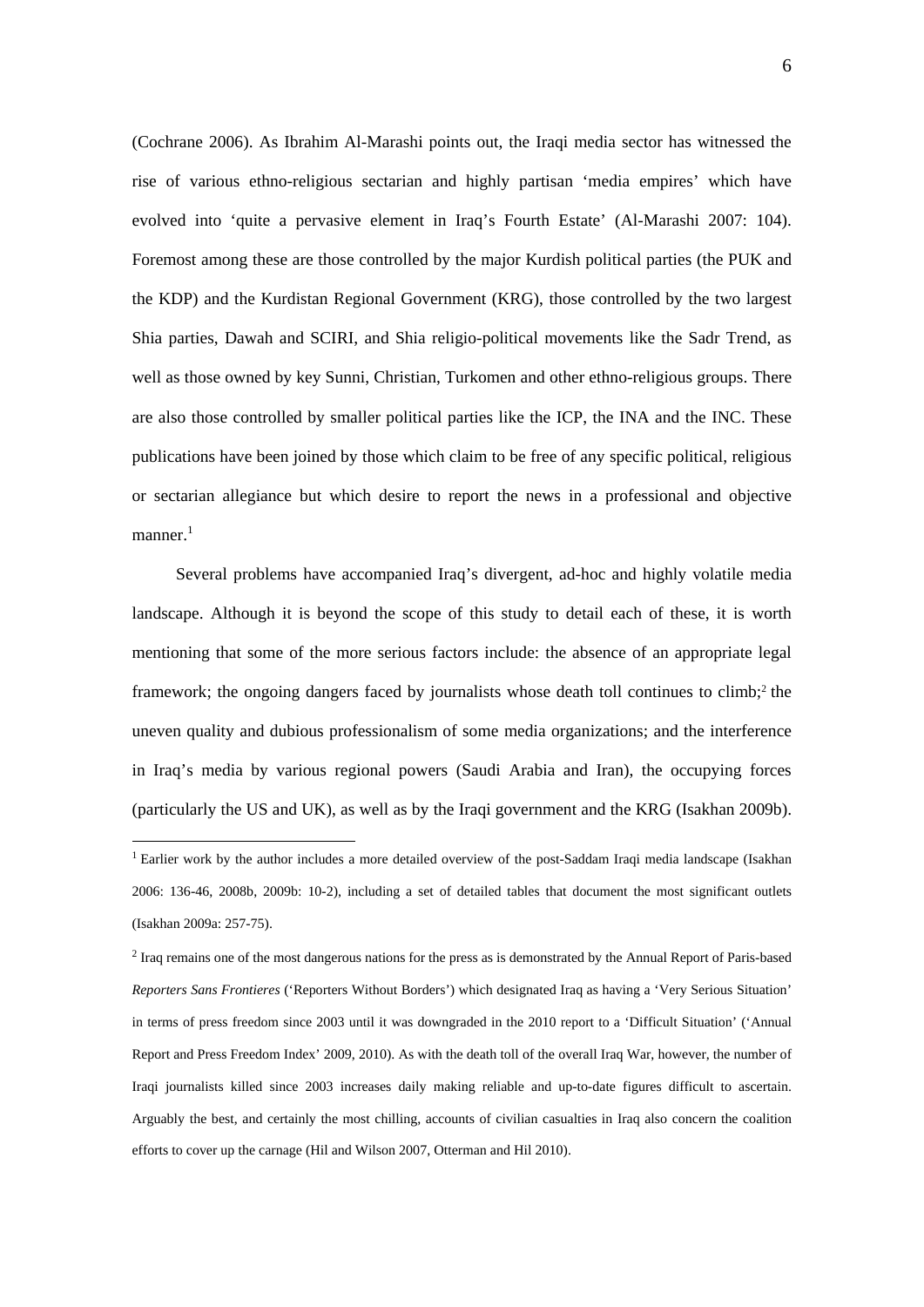(Cochrane 2006). As Ibrahim Al-Marashi points out, the Iraqi media sector has witnessed the rise of various ethno-religious sectarian and highly partisan 'media empires' which have evolved into 'quite a pervasive element in Iraq's Fourth Estate' (Al-Marashi 2007: 104). Foremost among these are those controlled by the major Kurdish political parties (the PUK and the KDP) and the Kurdistan Regional Government (KRG), those controlled by the two largest Shia parties, Dawah and SCIRI, and Shia religio-political movements like the Sadr Trend, as well as those owned by key Sunni, Christian, Turkomen and other ethno-religious groups. There are also those controlled by smaller political parties like the ICP, the INA and the INC. These publications have been joined by those which claim to be free of any specific political, religious or sectarian allegiance but which desire to report the news in a professional and objective manner.[1]

Several problems have accompanied Iraq's divergent, ad-hoc and highly volatile media landscape. Although it is beyond the scope of this study to detail each of these, it is worth mentioning that some of the more serious factors include: the absence of an appropriate legal framework; the ongoing dangers faced by journalists whose death toll continues to climb;[2] the uneven quality and dubious professionalism of some media organizations; and the interference in Iraq's media by various regional powers (Saudi Arabia and Iran), the occupying forces (particularly the US and UK), as well as by the Iraqi government and the KRG (Isakhan 2009b).

---

[1] Earlier work by the author includes a more detailed overview of the post-Saddam Iraqi media landscape (Isakhan 2006: 136-46, 2008b, 2009b: 10-2), including a set of detailed tables that document the most significant outlets (Isakhan 2009a: 257-75).

[2] Iraq remains one of the most dangerous nations for the press as is demonstrated by the Annual Report of Paris-based *Reporters Sans Frontieres* ('Reporters Without Borders') which designated Iraq as having a 'Very Serious Situation' in terms of press freedom since 2003 until it was downgraded in the 2010 report to a 'Difficult Situation' ('Annual Report and Press Freedom Index' 2009, 2010). As with the death toll of the overall Iraq War, however, the number of Iraqi journalists killed since 2003 increases daily making reliable and up-to-date figures difficult to ascertain. Arguably the best, and certainly the most chilling, accounts of civilian casualties in Iraq also concern the coalition efforts to cover up the carnage (Hil and Wilson 2007, Otterman and Hil 2010).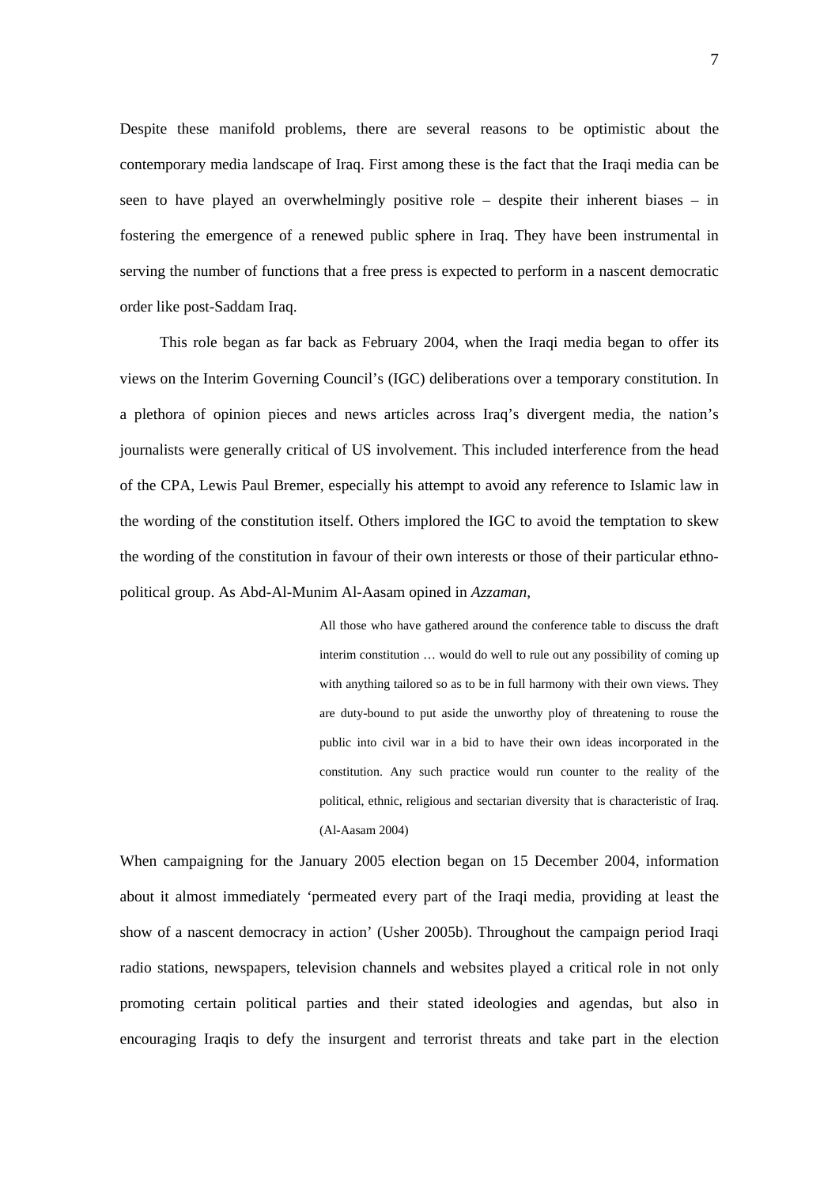Despite these manifold problems, there are several reasons to be optimistic about the contemporary media landscape of Iraq. First among these is the fact that the Iraqi media can be seen to have played an overwhelmingly positive role – despite their inherent biases – in fostering the emergence of a renewed public sphere in Iraq. They have been instrumental in serving the number of functions that a free press is expected to perform in a nascent democratic order like post-Saddam Iraq.

This role began as far back as February 2004, when the Iraqi media began to offer its views on the Interim Governing Council's (IGC) deliberations over a temporary constitution. In a plethora of opinion pieces and news articles across Iraq's divergent media, the nation's journalists were generally critical of US involvement. This included interference from the head of the CPA, Lewis Paul Bremer, especially his attempt to avoid any reference to Islamic law in the wording of the constitution itself. Others implored the IGC to avoid the temptation to skew the wording of the constitution in favour of their own interests or those of their particular ethno-political group. As Abd-Al-Munim Al-Aasam opined in *Azzaman*,

> All those who have gathered around the conference table to discuss the draft interim constitution … would do well to rule out any possibility of coming up with anything tailored so as to be in full harmony with their own views. They are duty-bound to put aside the unworthy ploy of threatening to rouse the public into civil war in a bid to have their own ideas incorporated in the constitution. Any such practice would run counter to the reality of the political, ethnic, religious and sectarian diversity that is characteristic of Iraq. (Al-Aasam 2004)

When campaigning for the January 2005 election began on 15 December 2004, information about it almost immediately 'permeated every part of the Iraqi media, providing at least the show of a nascent democracy in action' (Usher 2005b). Throughout the campaign period Iraqi radio stations, newspapers, television channels and websites played a critical role in not only promoting certain political parties and their stated ideologies and agendas, but also in encouraging Iraqis to defy the insurgent and terrorist threats and take part in the election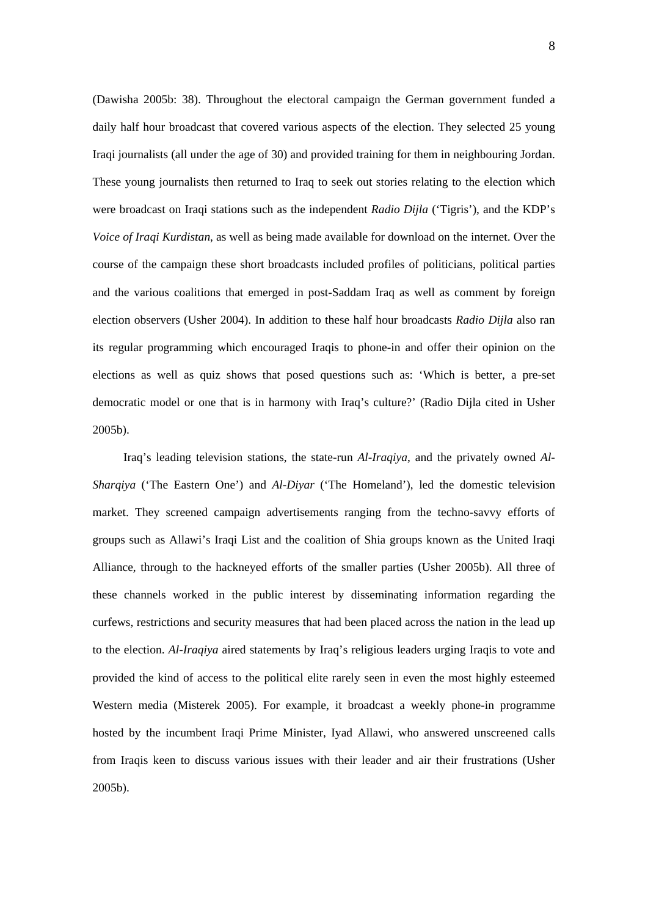(Dawisha 2005b: 38). Throughout the electoral campaign the German government funded a daily half hour broadcast that covered various aspects of the election. They selected 25 young Iraqi journalists (all under the age of 30) and provided training for them in neighbouring Jordan. These young journalists then returned to Iraq to seek out stories relating to the election which were broadcast on Iraqi stations such as the independent *Radio Dijla* ('Tigris'), and the KDP's *Voice of Iraqi Kurdistan*, as well as being made available for download on the internet. Over the course of the campaign these short broadcasts included profiles of politicians, political parties and the various coalitions that emerged in post-Saddam Iraq as well as comment by foreign election observers (Usher 2004). In addition to these half hour broadcasts *Radio Dijla* also ran its regular programming which encouraged Iraqis to phone-in and offer their opinion on the elections as well as quiz shows that posed questions such as: 'Which is better, a pre-set democratic model or one that is in harmony with Iraq's culture?' (Radio Dijla cited in Usher 2005b).

Iraq's leading television stations, the state-run *Al-Iraqiya*, and the privately owned *Al-Sharqiya* ('The Eastern One') and *Al-Diyar* ('The Homeland'), led the domestic television market. They screened campaign advertisements ranging from the techno-savvy efforts of groups such as Allawi's Iraqi List and the coalition of Shia groups known as the United Iraqi Alliance, through to the hackneyed efforts of the smaller parties (Usher 2005b). All three of these channels worked in the public interest by disseminating information regarding the curfews, restrictions and security measures that had been placed across the nation in the lead up to the election. *Al-Iraqiya* aired statements by Iraq's religious leaders urging Iraqis to vote and provided the kind of access to the political elite rarely seen in even the most highly esteemed Western media (Misterek 2005). For example, it broadcast a weekly phone-in programme hosted by the incumbent Iraqi Prime Minister, Iyad Allawi, who answered unscreened calls from Iraqis keen to discuss various issues with their leader and air their frustrations (Usher 2005b).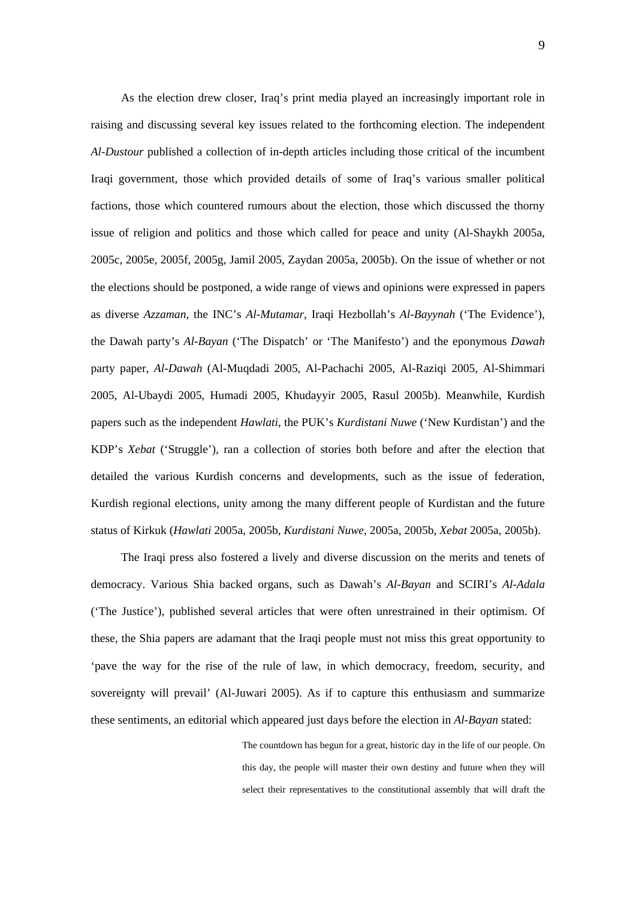As the election drew closer, Iraq's print media played an increasingly important role in raising and discussing several key issues related to the forthcoming election. The independent *Al-Dustour* published a collection of in-depth articles including those critical of the incumbent Iraqi government, those which provided details of some of Iraq's various smaller political factions, those which countered rumours about the election, those which discussed the thorny issue of religion and politics and those which called for peace and unity (Al-Shaykh 2005a, 2005c, 2005e, 2005f, 2005g, Jamil 2005, Zaydan 2005a, 2005b). On the issue of whether or not the elections should be postponed, a wide range of views and opinions were expressed in papers as diverse *Azzaman*, the INC's *Al-Mutamar*, Iraqi Hezbollah's *Al-Bayynah* ('The Evidence'), the Dawah party's *Al-Bayan* ('The Dispatch' or 'The Manifesto') and the eponymous *Dawah* party paper, *Al-Dawah* (Al-Muqdadi 2005, Al-Pachachi 2005, Al-Raziqi 2005, Al-Shimmari 2005, Al-Ubaydi 2005, Humadi 2005, Khudayyir 2005, Rasul 2005b). Meanwhile, Kurdish papers such as the independent *Hawlati*, the PUK's *Kurdistani Nuwe* ('New Kurdistan') and the KDP's *Xebat* ('Struggle'), ran a collection of stories both before and after the election that detailed the various Kurdish concerns and developments, such as the issue of federation, Kurdish regional elections, unity among the many different people of Kurdistan and the future status of Kirkuk (*Hawlati* 2005a, 2005b, *Kurdistani Nuwe*, 2005a, 2005b, *Xebat* 2005a, 2005b).

The Iraqi press also fostered a lively and diverse discussion on the merits and tenets of democracy. Various Shia backed organs, such as Dawah's *Al-Bayan* and SCIRI's *Al-Adala* ('The Justice'), published several articles that were often unrestrained in their optimism. Of these, the Shia papers are adamant that the Iraqi people must not miss this great opportunity to 'pave the way for the rise of the rule of law, in which democracy, freedom, security, and sovereignty will prevail' (Al-Juwari 2005). As if to capture this enthusiasm and summarize these sentiments, an editorial which appeared just days before the election in *Al-Bayan* stated:

> The countdown has begun for a great, historic day in the life of our people. On this day, the people will master their own destiny and future when they will select their representatives to the constitutional assembly that will draft the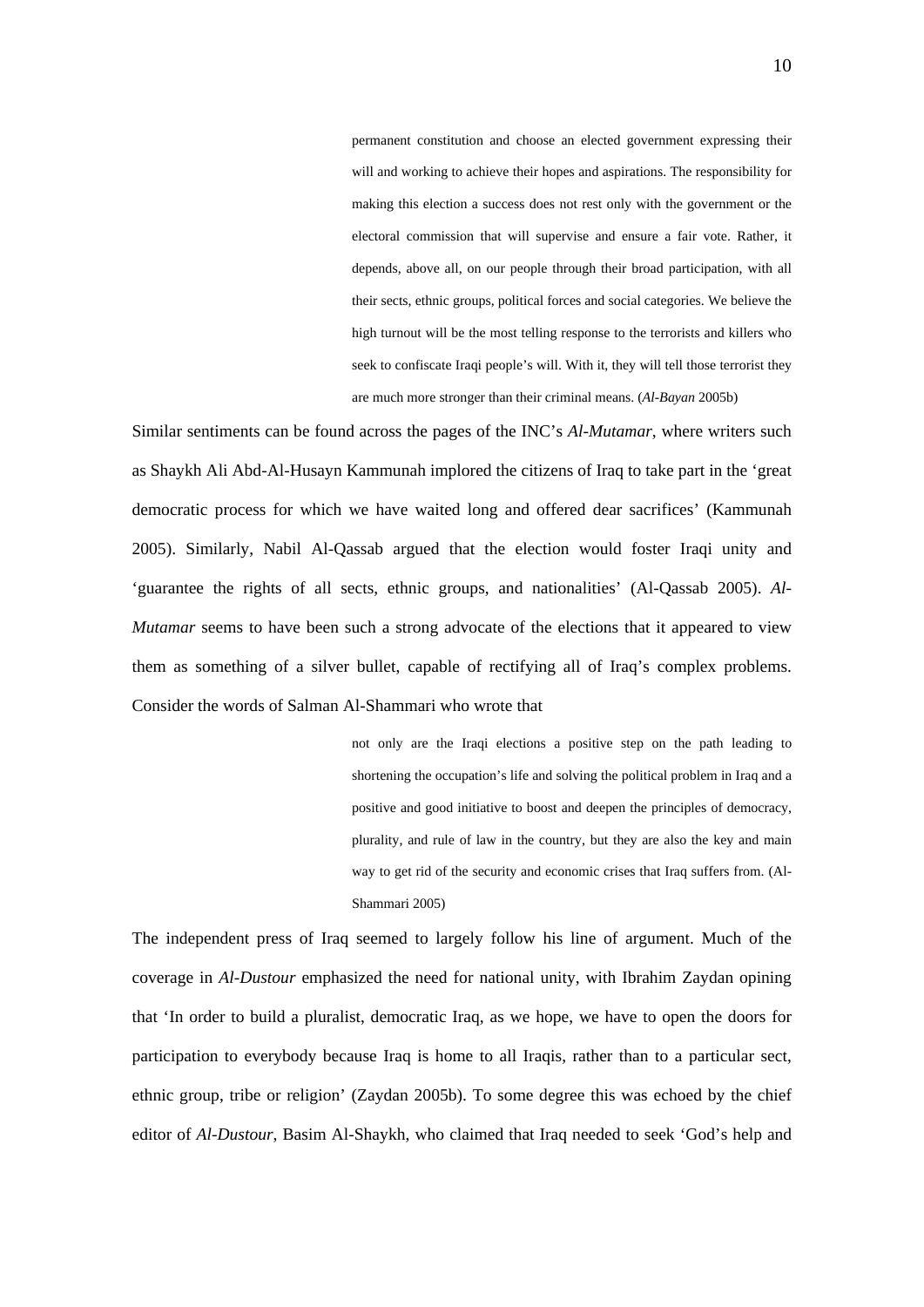> permanent constitution and choose an elected government expressing their will and working to achieve their hopes and aspirations. The responsibility for making this election a success does not rest only with the government or the electoral commission that will supervise and ensure a fair vote. Rather, it depends, above all, on our people through their broad participation, with all their sects, ethnic groups, political forces and social categories. We believe the high turnout will be the most telling response to the terrorists and killers who seek to confiscate Iraqi people's will. With it, they will tell those terrorist they are much more stronger than their criminal means. (*Al-Bayan* 2005b)

Similar sentiments can be found across the pages of the INC's *Al-Mutamar*, where writers such as Shaykh Ali Abd-Al-Husayn Kammunah implored the citizens of Iraq to take part in the 'great democratic process for which we have waited long and offered dear sacrifices' (Kammunah 2005). Similarly, Nabil Al-Qassab argued that the election would foster Iraqi unity and 'guarantee the rights of all sects, ethnic groups, and nationalities' (Al-Qassab 2005). *Al-Mutamar* seems to have been such a strong advocate of the elections that it appeared to view them as something of a silver bullet, capable of rectifying all of Iraq's complex problems. Consider the words of Salman Al-Shammari who wrote that

> not only are the Iraqi elections a positive step on the path leading to shortening the occupation's life and solving the political problem in Iraq and a positive and good initiative to boost and deepen the principles of democracy, plurality, and rule of law in the country, but they are also the key and main way to get rid of the security and economic crises that Iraq suffers from. (Al-Shammari 2005)

The independent press of Iraq seemed to largely follow his line of argument. Much of the coverage in *Al-Dustour* emphasized the need for national unity, with Ibrahim Zaydan opining that 'In order to build a pluralist, democratic Iraq, as we hope, we have to open the doors for participation to everybody because Iraq is home to all Iraqis, rather than to a particular sect, ethnic group, tribe or religion' (Zaydan 2005b). To some degree this was echoed by the chief editor of *Al-Dustour*, Basim Al-Shaykh, who claimed that Iraq needed to seek 'God's help and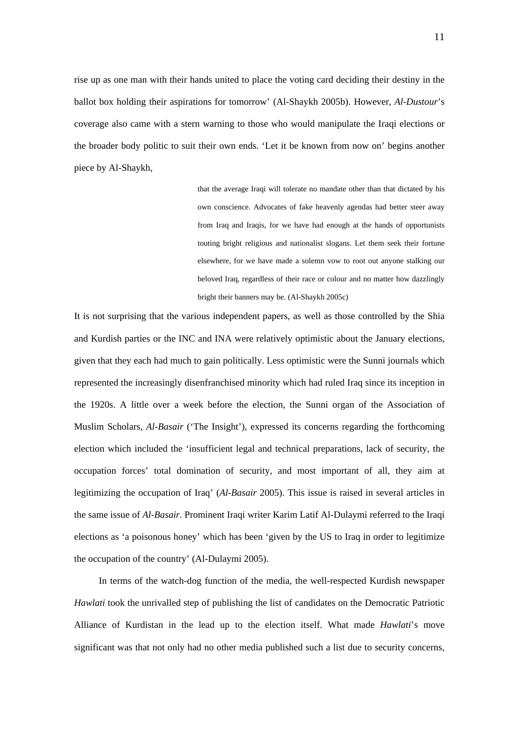rise up as one man with their hands united to place the voting card deciding their destiny in the ballot box holding their aspirations for tomorrow' (Al-Shaykh 2005b). However, *Al-Dustour*'s coverage also came with a stern warning to those who would manipulate the Iraqi elections or the broader body politic to suit their own ends. 'Let it be known from now on' begins another piece by Al-Shaykh,

> that the average Iraqi will tolerate no mandate other than that dictated by his own conscience. Advocates of fake heavenly agendas had better steer away from Iraq and Iraqis, for we have had enough at the hands of opportunists touting bright religious and nationalist slogans. Let them seek their fortune elsewhere, for we have made a solemn vow to root out anyone stalking our beloved Iraq, regardless of their race or colour and no matter how dazzlingly bright their banners may be. (Al-Shaykh 2005c)

It is not surprising that the various independent papers, as well as those controlled by the Shia and Kurdish parties or the INC and INA were relatively optimistic about the January elections, given that they each had much to gain politically. Less optimistic were the Sunni journals which represented the increasingly disenfranchised minority which had ruled Iraq since its inception in the 1920s. A little over a week before the election, the Sunni organ of the Association of Muslim Scholars, *Al-Basair* ('The Insight'), expressed its concerns regarding the forthcoming election which included the 'insufficient legal and technical preparations, lack of security, the occupation forces' total domination of security, and most important of all, they aim at legitimizing the occupation of Iraq' (*Al-Basair* 2005). This issue is raised in several articles in the same issue of *Al-Basair*. Prominent Iraqi writer Karim Latif Al-Dulaymi referred to the Iraqi elections as 'a poisonous honey' which has been 'given by the US to Iraq in order to legitimize the occupation of the country' (Al-Dulaymi 2005).

In terms of the watch-dog function of the media, the well-respected Kurdish newspaper *Hawlati* took the unrivalled step of publishing the list of candidates on the Democratic Patriotic Alliance of Kurdistan in the lead up to the election itself. What made *Hawlati*'s move significant was that not only had no other media published such a list due to security concerns,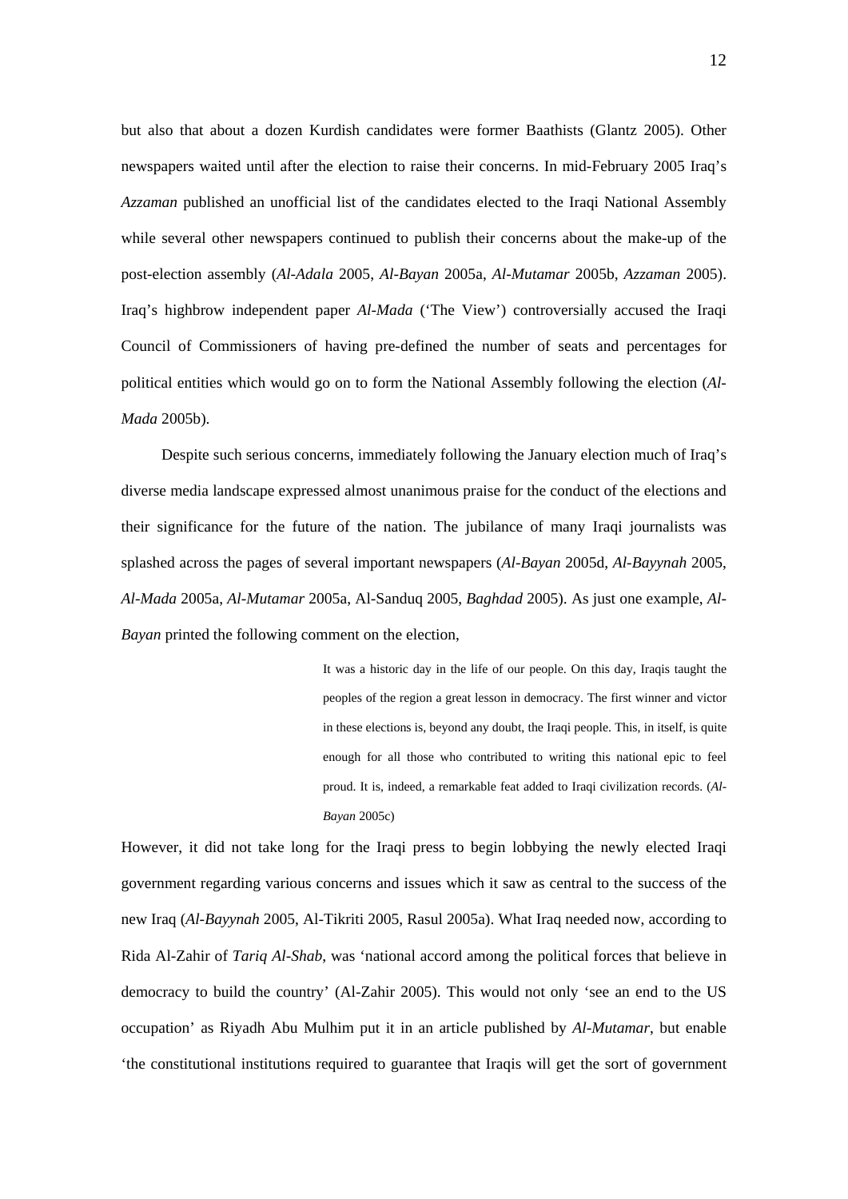but also that about a dozen Kurdish candidates were former Baathists (Glantz 2005). Other newspapers waited until after the election to raise their concerns. In mid-February 2005 Iraq's *Azzaman* published an unofficial list of the candidates elected to the Iraqi National Assembly while several other newspapers continued to publish their concerns about the make-up of the post-election assembly (*Al-Adala* 2005, *Al-Bayan* 2005a, *Al-Mutamar* 2005b, *Azzaman* 2005). Iraq's highbrow independent paper *Al-Mada* ('The View') controversially accused the Iraqi Council of Commissioners of having pre-defined the number of seats and percentages for political entities which would go on to form the National Assembly following the election (*Al-Mada* 2005b).

Despite such serious concerns, immediately following the January election much of Iraq's diverse media landscape expressed almost unanimous praise for the conduct of the elections and their significance for the future of the nation. The jubilance of many Iraqi journalists was splashed across the pages of several important newspapers (*Al-Bayan* 2005d, *Al-Bayynah* 2005, *Al-Mada* 2005a, *Al-Mutamar* 2005a, Al-Sanduq 2005, *Baghdad* 2005). As just one example, *Al-Bayan* printed the following comment on the election,

> It was a historic day in the life of our people. On this day, Iraqis taught the peoples of the region a great lesson in democracy. The first winner and victor in these elections is, beyond any doubt, the Iraqi people. This, in itself, is quite enough for all those who contributed to writing this national epic to feel proud. It is, indeed, a remarkable feat added to Iraqi civilization records. (*Al-Bayan* 2005c)

However, it did not take long for the Iraqi press to begin lobbying the newly elected Iraqi government regarding various concerns and issues which it saw as central to the success of the new Iraq (*Al-Bayynah* 2005, Al-Tikriti 2005, Rasul 2005a). What Iraq needed now, according to Rida Al-Zahir of *Tariq Al-Shab*, was 'national accord among the political forces that believe in democracy to build the country' (Al-Zahir 2005). This would not only 'see an end to the US occupation' as Riyadh Abu Mulhim put it in an article published by *Al-Mutamar*, but enable 'the constitutional institutions required to guarantee that Iraqis will get the sort of government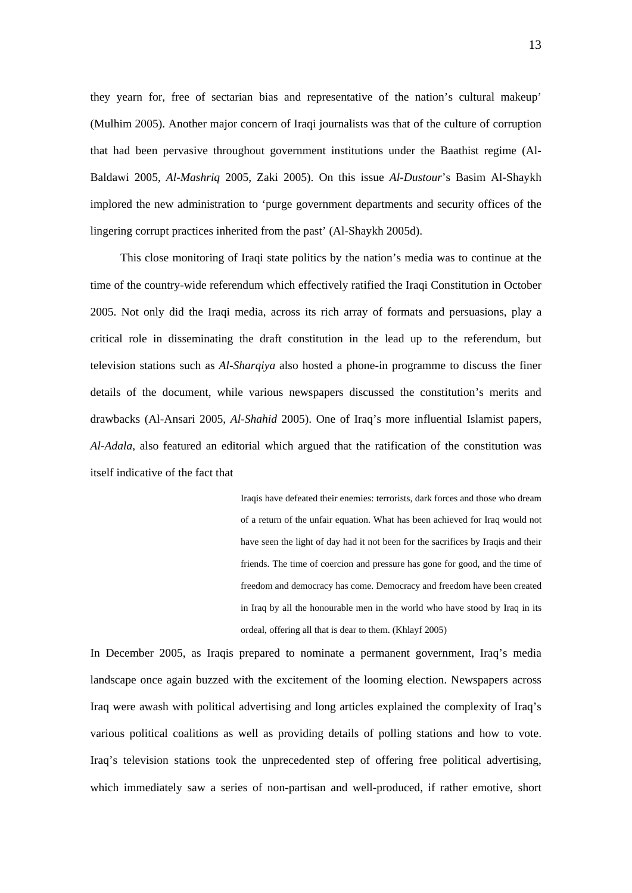they yearn for, free of sectarian bias and representative of the nation's cultural makeup' (Mulhim 2005). Another major concern of Iraqi journalists was that of the culture of corruption that had been pervasive throughout government institutions under the Baathist regime (Al-Baldawi 2005, *Al-Mashriq* 2005, Zaki 2005). On this issue *Al-Dustour*'s Basim Al-Shaykh implored the new administration to 'purge government departments and security offices of the lingering corrupt practices inherited from the past' (Al-Shaykh 2005d).

This close monitoring of Iraqi state politics by the nation's media was to continue at the time of the country-wide referendum which effectively ratified the Iraqi Constitution in October 2005. Not only did the Iraqi media, across its rich array of formats and persuasions, play a critical role in disseminating the draft constitution in the lead up to the referendum, but television stations such as *Al-Sharqiya* also hosted a phone-in programme to discuss the finer details of the document, while various newspapers discussed the constitution's merits and drawbacks (Al-Ansari 2005, *Al-Shahid* 2005). One of Iraq's more influential Islamist papers, *Al-Adala*, also featured an editorial which argued that the ratification of the constitution was itself indicative of the fact that

> Iraqis have defeated their enemies: terrorists, dark forces and those who dream of a return of the unfair equation. What has been achieved for Iraq would not have seen the light of day had it not been for the sacrifices by Iraqis and their friends. The time of coercion and pressure has gone for good, and the time of freedom and democracy has come. Democracy and freedom have been created in Iraq by all the honourable men in the world who have stood by Iraq in its ordeal, offering all that is dear to them. (Khlayf 2005)

In December 2005, as Iraqis prepared to nominate a permanent government, Iraq's media landscape once again buzzed with the excitement of the looming election. Newspapers across Iraq were awash with political advertising and long articles explained the complexity of Iraq's various political coalitions as well as providing details of polling stations and how to vote. Iraq's television stations took the unprecedented step of offering free political advertising, which immediately saw a series of non-partisan and well-produced, if rather emotive, short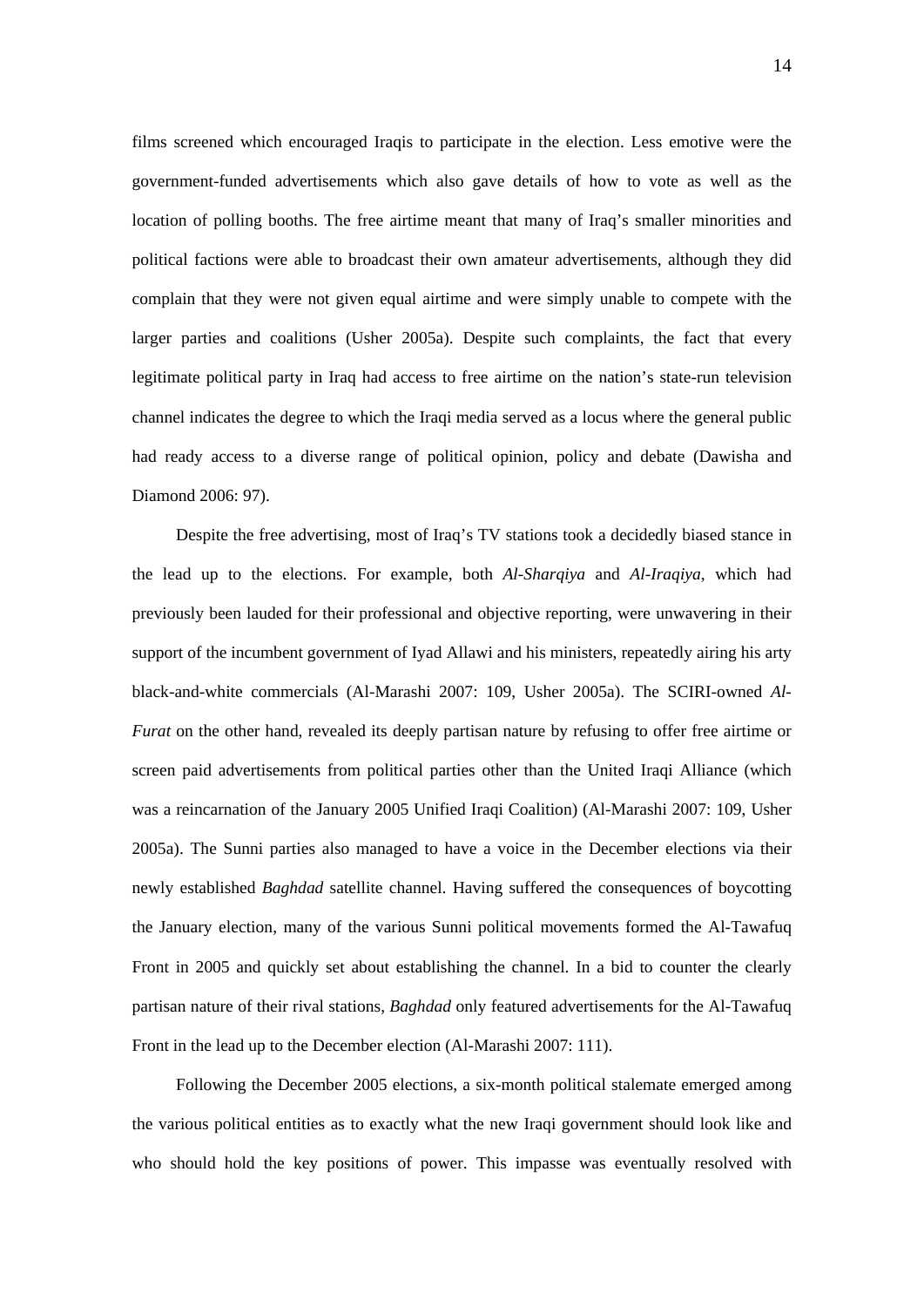films screened which encouraged Iraqis to participate in the election. Less emotive were the government-funded advertisements which also gave details of how to vote as well as the location of polling booths. The free airtime meant that many of Iraq's smaller minorities and political factions were able to broadcast their own amateur advertisements, although they did complain that they were not given equal airtime and were simply unable to compete with the larger parties and coalitions (Usher 2005a). Despite such complaints, the fact that every legitimate political party in Iraq had access to free airtime on the nation's state-run television channel indicates the degree to which the Iraqi media served as a locus where the general public had ready access to a diverse range of political opinion, policy and debate (Dawisha and Diamond 2006: 97).

Despite the free advertising, most of Iraq's TV stations took a decidedly biased stance in the lead up to the elections. For example, both *Al-Sharqiya* and *Al-Iraqiya*, which had previously been lauded for their professional and objective reporting, were unwavering in their support of the incumbent government of Iyad Allawi and his ministers, repeatedly airing his arty black-and-white commercials (Al-Marashi 2007: 109, Usher 2005a). The SCIRI-owned *Al-Furat* on the other hand, revealed its deeply partisan nature by refusing to offer free airtime or screen paid advertisements from political parties other than the United Iraqi Alliance (which was a reincarnation of the January 2005 Unified Iraqi Coalition) (Al-Marashi 2007: 109, Usher 2005a). The Sunni parties also managed to have a voice in the December elections via their newly established *Baghdad* satellite channel. Having suffered the consequences of boycotting the January election, many of the various Sunni political movements formed the Al-Tawafuq Front in 2005 and quickly set about establishing the channel. In a bid to counter the clearly partisan nature of their rival stations, *Baghdad* only featured advertisements for the Al-Tawafuq Front in the lead up to the December election (Al-Marashi 2007: 111).

Following the December 2005 elections, a six-month political stalemate emerged among the various political entities as to exactly what the new Iraqi government should look like and who should hold the key positions of power. This impasse was eventually resolved with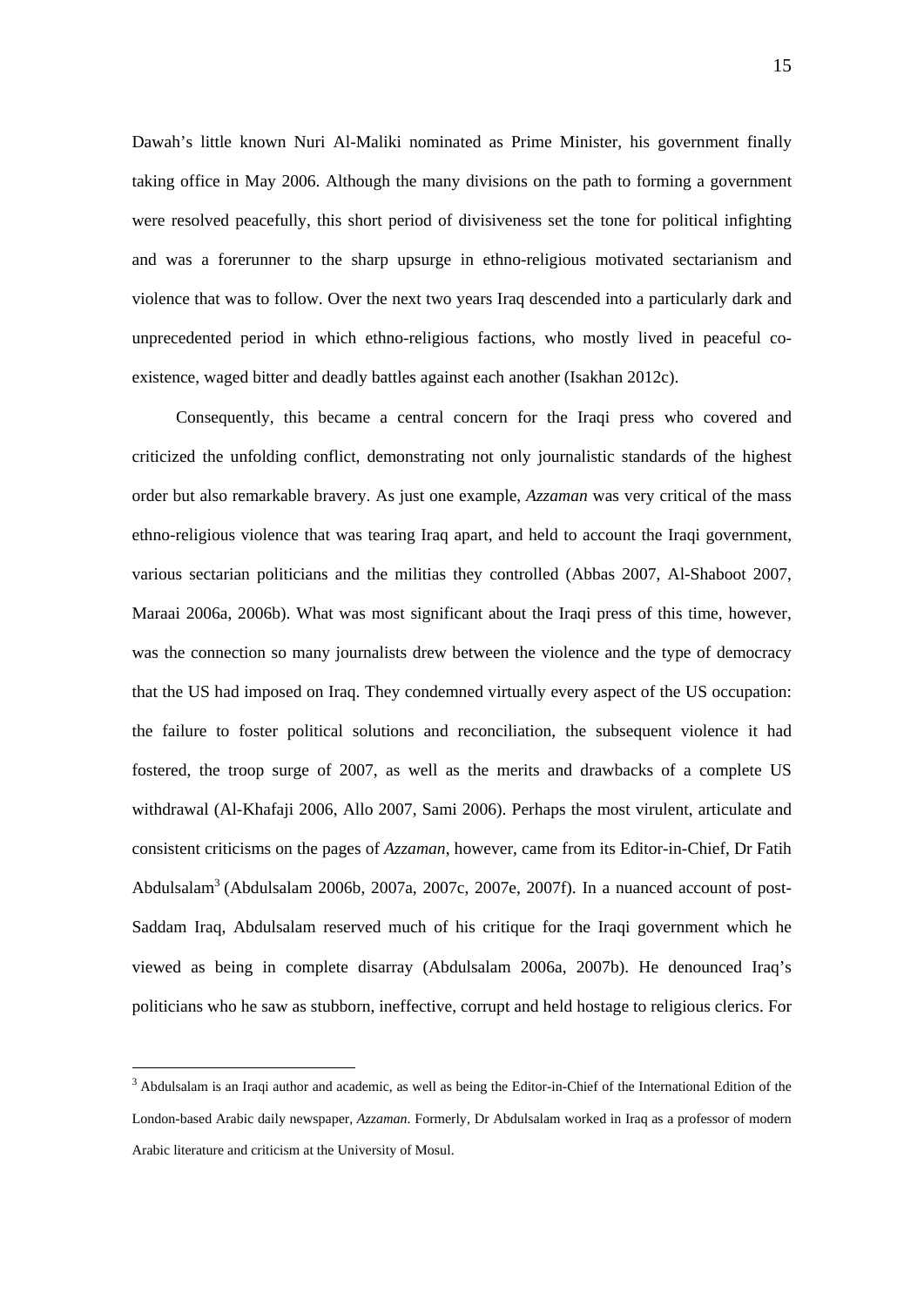Dawah's little known Nuri Al-Maliki nominated as Prime Minister, his government finally taking office in May 2006. Although the many divisions on the path to forming a government were resolved peacefully, this short period of divisiveness set the tone for political infighting and was a forerunner to the sharp upsurge in ethno-religious motivated sectarianism and violence that was to follow. Over the next two years Iraq descended into a particularly dark and unprecedented period in which ethno-religious factions, who mostly lived in peaceful co-existence, waged bitter and deadly battles against each another (Isakhan 2012c).

Consequently, this became a central concern for the Iraqi press who covered and criticized the unfolding conflict, demonstrating not only journalistic standards of the highest order but also remarkable bravery. As just one example, *Azzaman* was very critical of the mass ethno-religious violence that was tearing Iraq apart, and held to account the Iraqi government, various sectarian politicians and the militias they controlled (Abbas 2007, Al-Shaboot 2007, Maraai 2006a, 2006b). What was most significant about the Iraqi press of this time, however, was the connection so many journalists drew between the violence and the type of democracy that the US had imposed on Iraq. They condemned virtually every aspect of the US occupation: the failure to foster political solutions and reconciliation, the subsequent violence it had fostered, the troop surge of 2007, as well as the merits and drawbacks of a complete US withdrawal (Al-Khafaji 2006, Allo 2007, Sami 2006). Perhaps the most virulent, articulate and consistent criticisms on the pages of *Azzaman*, however, came from its Editor-in-Chief, Dr Fatih Abdulsalam[3] (Abdulsalam 2006b, 2007a, 2007c, 2007e, 2007f). In a nuanced account of post-Saddam Iraq, Abdulsalam reserved much of his critique for the Iraqi government which he viewed as being in complete disarray (Abdulsalam 2006a, 2007b). He denounced Iraq's politicians who he saw as stubborn, ineffective, corrupt and held hostage to religious clerics. For

---

[3] Abdulsalam is an Iraqi author and academic, as well as being the Editor-in-Chief of the International Edition of the London-based Arabic daily newspaper, *Azzaman*. Formerly, Dr Abdulsalam worked in Iraq as a professor of modern Arabic literature and criticism at the University of Mosul.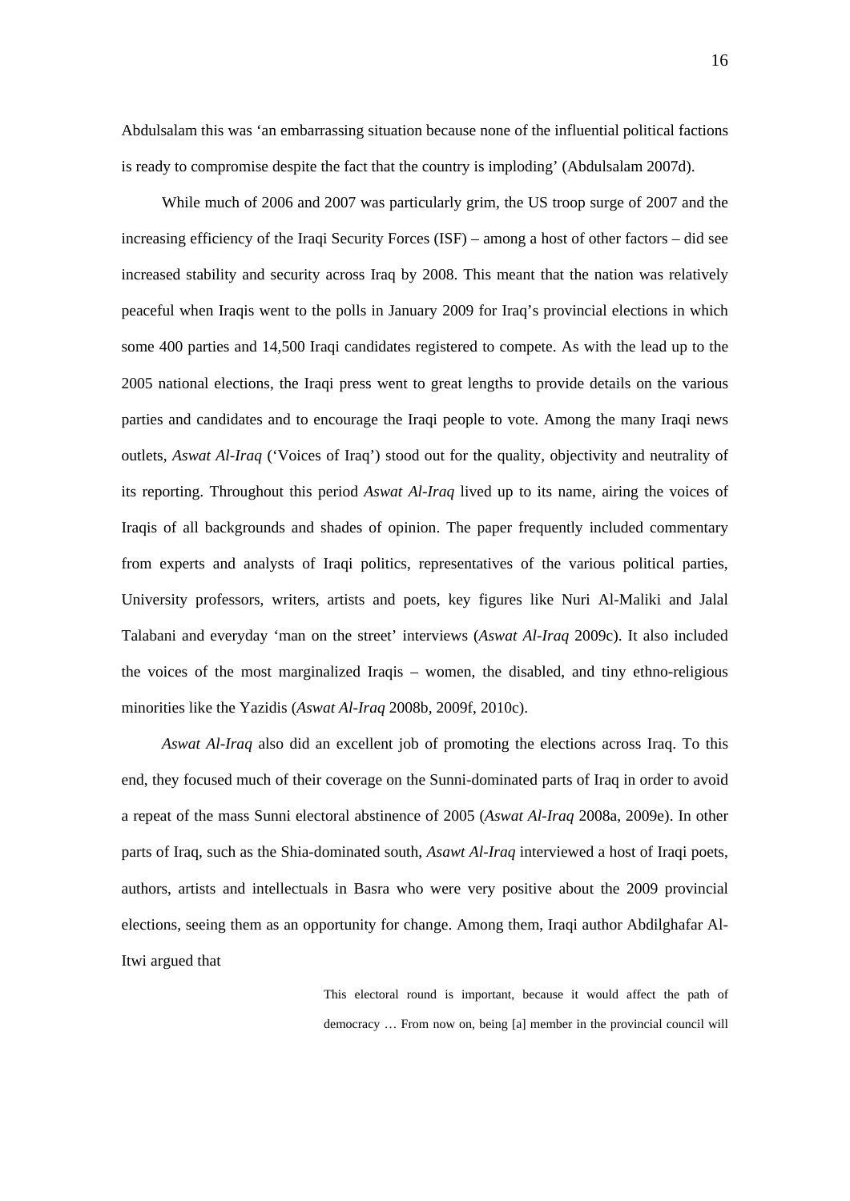Abdulsalam this was 'an embarrassing situation because none of the influential political factions is ready to compromise despite the fact that the country is imploding' (Abdulsalam 2007d).

While much of 2006 and 2007 was particularly grim, the US troop surge of 2007 and the increasing efficiency of the Iraqi Security Forces (ISF) – among a host of other factors – did see increased stability and security across Iraq by 2008. This meant that the nation was relatively peaceful when Iraqis went to the polls in January 2009 for Iraq's provincial elections in which some 400 parties and 14,500 Iraqi candidates registered to compete. As with the lead up to the 2005 national elections, the Iraqi press went to great lengths to provide details on the various parties and candidates and to encourage the Iraqi people to vote. Among the many Iraqi news outlets, *Aswat Al-Iraq* ('Voices of Iraq') stood out for the quality, objectivity and neutrality of its reporting. Throughout this period *Aswat Al-Iraq* lived up to its name, airing the voices of Iraqis of all backgrounds and shades of opinion. The paper frequently included commentary from experts and analysts of Iraqi politics, representatives of the various political parties, University professors, writers, artists and poets, key figures like Nuri Al-Maliki and Jalal Talabani and everyday 'man on the street' interviews (*Aswat Al-Iraq* 2009c). It also included the voices of the most marginalized Iraqis – women, the disabled, and tiny ethno-religious minorities like the Yazidis (*Aswat Al-Iraq* 2008b, 2009f, 2010c).

*Aswat Al-Iraq* also did an excellent job of promoting the elections across Iraq. To this end, they focused much of their coverage on the Sunni-dominated parts of Iraq in order to avoid a repeat of the mass Sunni electoral abstinence of 2005 (*Aswat Al-Iraq* 2008a, 2009e). In other parts of Iraq, such as the Shia-dominated south, *Asawt Al-Iraq* interviewed a host of Iraqi poets, authors, artists and intellectuals in Basra who were very positive about the 2009 provincial elections, seeing them as an opportunity for change. Among them, Iraqi author Abdilghafar Al-Itwi argued that

> This electoral round is important, because it would affect the path of democracy … From now on, being [a] member in the provincial council will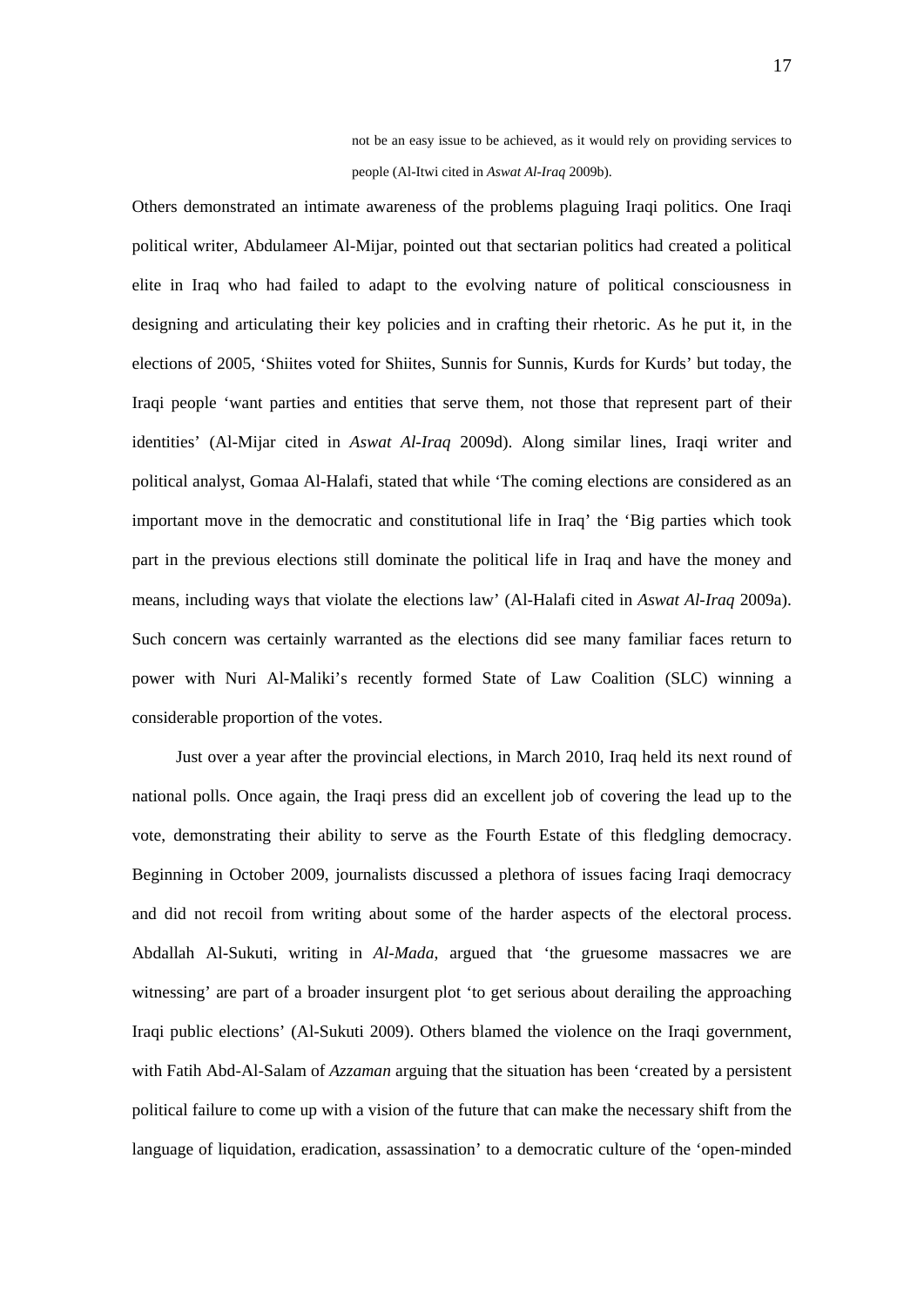> not be an easy issue to be achieved, as it would rely on providing services to people (Al-Itwi cited in *Aswat Al-Iraq* 2009b).

Others demonstrated an intimate awareness of the problems plaguing Iraqi politics. One Iraqi political writer, Abdulameer Al-Mijar, pointed out that sectarian politics had created a political elite in Iraq who had failed to adapt to the evolving nature of political consciousness in designing and articulating their key policies and in crafting their rhetoric. As he put it, in the elections of 2005, 'Shiites voted for Shiites, Sunnis for Sunnis, Kurds for Kurds' but today, the Iraqi people 'want parties and entities that serve them, not those that represent part of their identities' (Al-Mijar cited in *Aswat Al-Iraq* 2009d). Along similar lines, Iraqi writer and political analyst, Gomaa Al-Halafi, stated that while 'The coming elections are considered as an important move in the democratic and constitutional life in Iraq' the 'Big parties which took part in the previous elections still dominate the political life in Iraq and have the money and means, including ways that violate the elections law' (Al-Halafi cited in *Aswat Al-Iraq* 2009a). Such concern was certainly warranted as the elections did see many familiar faces return to power with Nuri Al-Maliki's recently formed State of Law Coalition (SLC) winning a considerable proportion of the votes.

Just over a year after the provincial elections, in March 2010, Iraq held its next round of national polls. Once again, the Iraqi press did an excellent job of covering the lead up to the vote, demonstrating their ability to serve as the Fourth Estate of this fledgling democracy. Beginning in October 2009, journalists discussed a plethora of issues facing Iraqi democracy and did not recoil from writing about some of the harder aspects of the electoral process. Abdallah Al-Sukuti, writing in *Al-Mada*, argued that 'the gruesome massacres we are witnessing' are part of a broader insurgent plot 'to get serious about derailing the approaching Iraqi public elections' (Al-Sukuti 2009). Others blamed the violence on the Iraqi government, with Fatih Abd-Al-Salam of *Azzaman* arguing that the situation has been 'created by a persistent political failure to come up with a vision of the future that can make the necessary shift from the language of liquidation, eradication, assassination' to a democratic culture of the 'open-minded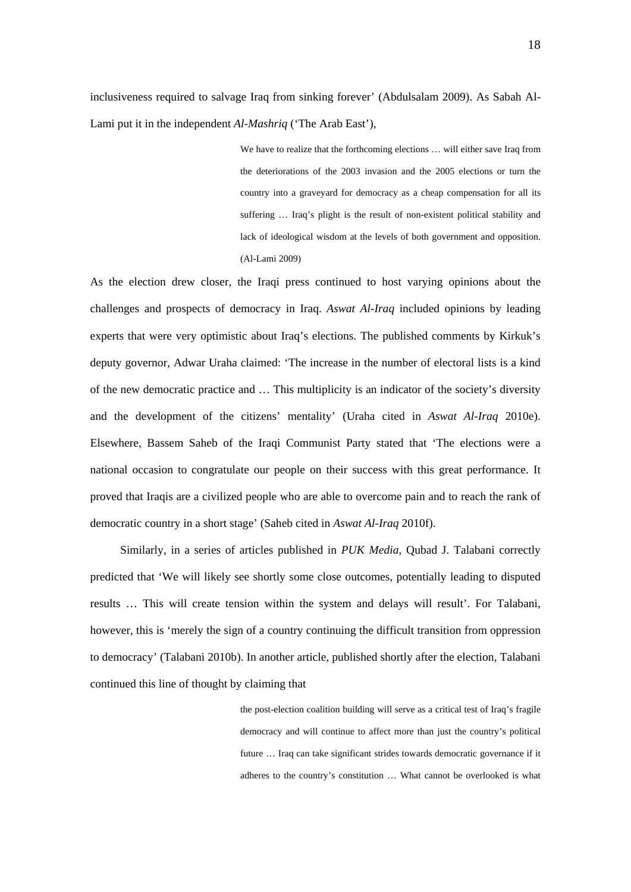inclusiveness required to salvage Iraq from sinking forever' (Abdulsalam 2009). As Sabah Al-Lami put it in the independent *Al-Mashriq* ('The Arab East'),

> We have to realize that the forthcoming elections … will either save Iraq from the deteriorations of the 2003 invasion and the 2005 elections or turn the country into a graveyard for democracy as a cheap compensation for all its suffering … Iraq's plight is the result of non-existent political stability and lack of ideological wisdom at the levels of both government and opposition. (Al-Lami 2009)

As the election drew closer, the Iraqi press continued to host varying opinions about the challenges and prospects of democracy in Iraq. *Aswat Al-Iraq* included opinions by leading experts that were very optimistic about Iraq's elections. The published comments by Kirkuk's deputy governor, Adwar Uraha claimed: 'The increase in the number of electoral lists is a kind of the new democratic practice and … This multiplicity is an indicator of the society's diversity and the development of the citizens' mentality' (Uraha cited in *Aswat Al-Iraq* 2010e). Elsewhere, Bassem Saheb of the Iraqi Communist Party stated that 'The elections were a national occasion to congratulate our people on their success with this great performance. It proved that Iraqis are a civilized people who are able to overcome pain and to reach the rank of democratic country in a short stage' (Saheb cited in *Aswat Al-Iraq* 2010f).

Similarly, in a series of articles published in *PUK Media*, Qubad J. Talabani correctly predicted that 'We will likely see shortly some close outcomes, potentially leading to disputed results … This will create tension within the system and delays will result'. For Talabani, however, this is 'merely the sign of a country continuing the difficult transition from oppression to democracy' (Talabani 2010b). In another article, published shortly after the election, Talabani continued this line of thought by claiming that

> the post-election coalition building will serve as a critical test of Iraq's fragile democracy and will continue to affect more than just the country's political future … Iraq can take significant strides towards democratic governance if it adheres to the country's constitution … What cannot be overlooked is what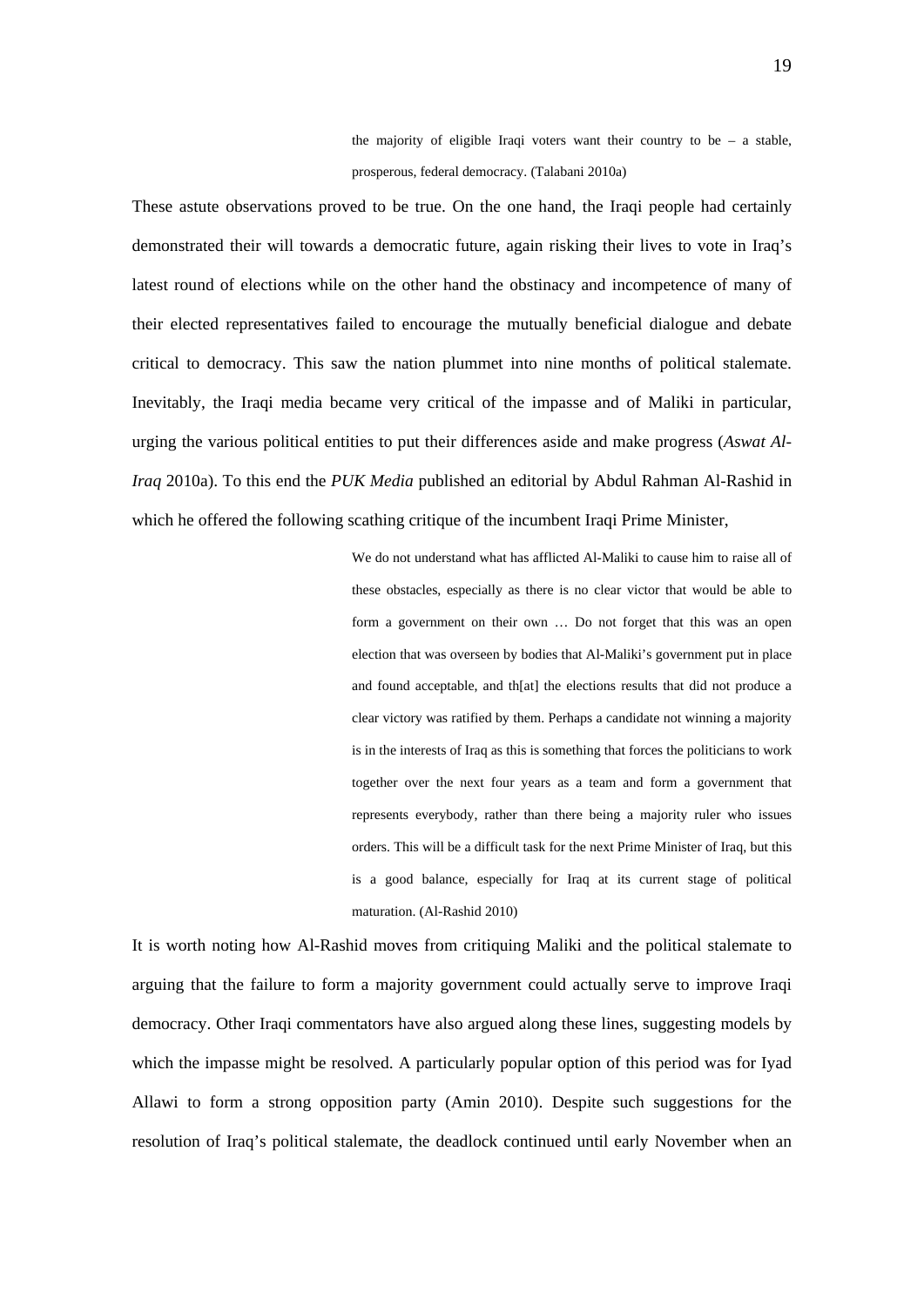> the majority of eligible Iraqi voters want their country to be – a stable, prosperous, federal democracy. (Talabani 2010a)

These astute observations proved to be true. On the one hand, the Iraqi people had certainly demonstrated their will towards a democratic future, again risking their lives to vote in Iraq's latest round of elections while on the other hand the obstinacy and incompetence of many of their elected representatives failed to encourage the mutually beneficial dialogue and debate critical to democracy. This saw the nation plummet into nine months of political stalemate. Inevitably, the Iraqi media became very critical of the impasse and of Maliki in particular, urging the various political entities to put their differences aside and make progress (*Aswat Al-Iraq* 2010a). To this end the *PUK Media* published an editorial by Abdul Rahman Al-Rashid in which he offered the following scathing critique of the incumbent Iraqi Prime Minister,

> We do not understand what has afflicted Al-Maliki to cause him to raise all of these obstacles, especially as there is no clear victor that would be able to form a government on their own … Do not forget that this was an open election that was overseen by bodies that Al-Maliki's government put in place and found acceptable, and th[at] the elections results that did not produce a clear victory was ratified by them. Perhaps a candidate not winning a majority is in the interests of Iraq as this is something that forces the politicians to work together over the next four years as a team and form a government that represents everybody, rather than there being a majority ruler who issues orders. This will be a difficult task for the next Prime Minister of Iraq, but this is a good balance, especially for Iraq at its current stage of political maturation. (Al-Rashid 2010)

It is worth noting how Al-Rashid moves from critiquing Maliki and the political stalemate to arguing that the failure to form a majority government could actually serve to improve Iraqi democracy. Other Iraqi commentators have also argued along these lines, suggesting models by which the impasse might be resolved. A particularly popular option of this period was for Iyad Allawi to form a strong opposition party (Amin 2010). Despite such suggestions for the resolution of Iraq's political stalemate, the deadlock continued until early November when an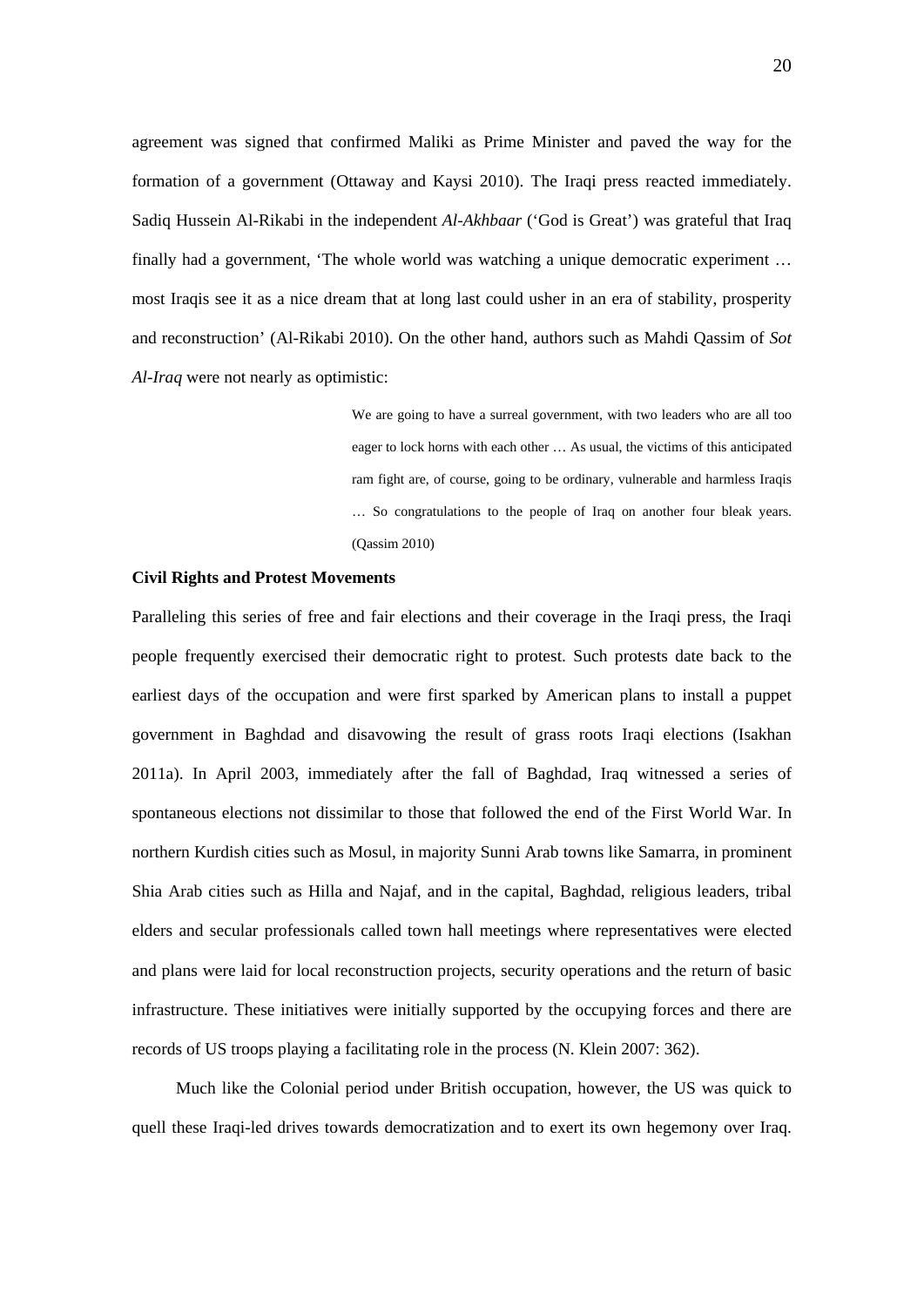agreement was signed that confirmed Maliki as Prime Minister and paved the way for the formation of a government (Ottaway and Kaysi 2010). The Iraqi press reacted immediately. Sadiq Hussein Al-Rikabi in the independent *Al-Akhbaar* ('God is Great') was grateful that Iraq finally had a government, 'The whole world was watching a unique democratic experiment … most Iraqis see it as a nice dream that at long last could usher in an era of stability, prosperity and reconstruction' (Al-Rikabi 2010). On the other hand, authors such as Mahdi Qassim of *Sot Al-Iraq* were not nearly as optimistic:

> We are going to have a surreal government, with two leaders who are all too eager to lock horns with each other … As usual, the victims of this anticipated ram fight are, of course, going to be ordinary, vulnerable and harmless Iraqis … So congratulations to the people of Iraq on another four bleak years. (Qassim 2010)

**Civil Rights and Protest Movements**

Paralleling this series of free and fair elections and their coverage in the Iraqi press, the Iraqi people frequently exercised their democratic right to protest. Such protests date back to the earliest days of the occupation and were first sparked by American plans to install a puppet government in Baghdad and disavowing the result of grass roots Iraqi elections (Isakhan 2011a). In April 2003, immediately after the fall of Baghdad, Iraq witnessed a series of spontaneous elections not dissimilar to those that followed the end of the First World War. In northern Kurdish cities such as Mosul, in majority Sunni Arab towns like Samarra, in prominent Shia Arab cities such as Hilla and Najaf, and in the capital, Baghdad, religious leaders, tribal elders and secular professionals called town hall meetings where representatives were elected and plans were laid for local reconstruction projects, security operations and the return of basic infrastructure. These initiatives were initially supported by the occupying forces and there are records of US troops playing a facilitating role in the process (N. Klein 2007: 362).

Much like the Colonial period under British occupation, however, the US was quick to quell these Iraqi-led drives towards democratization and to exert its own hegemony over Iraq.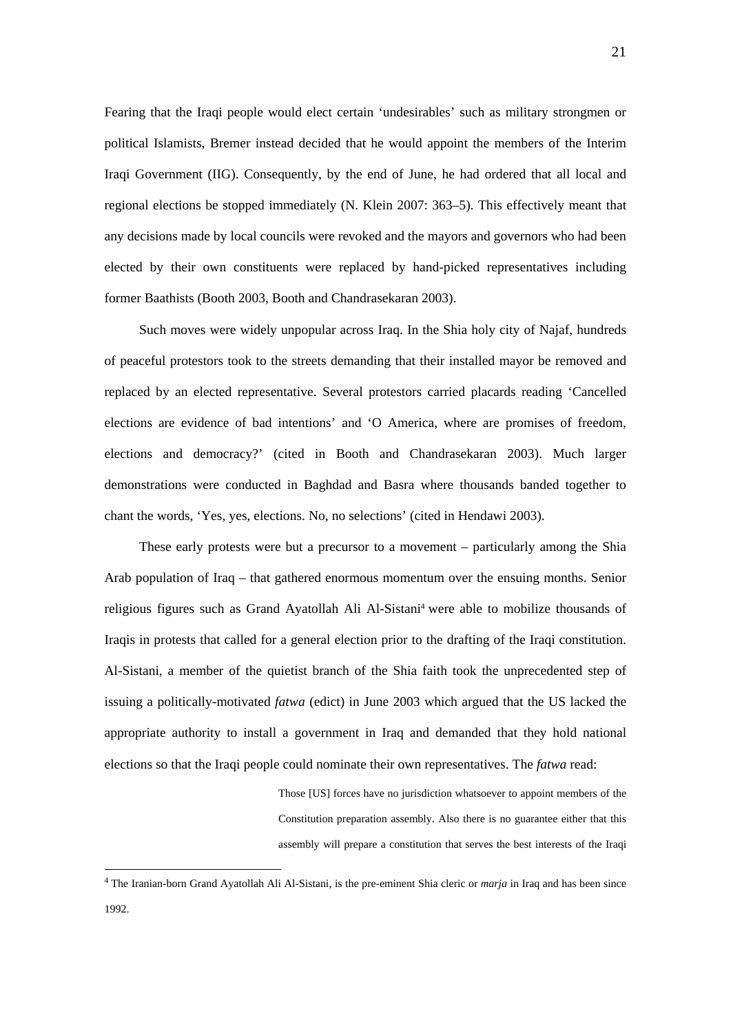Fearing that the Iraqi people would elect certain 'undesirables' such as military strongmen or political Islamists, Bremer instead decided that he would appoint the members of the Interim Iraqi Government (IIG). Consequently, by the end of June, he had ordered that all local and regional elections be stopped immediately (N. Klein 2007: 363–5). This effectively meant that any decisions made by local councils were revoked and the mayors and governors who had been elected by their own constituents were replaced by hand-picked representatives including former Baathists (Booth 2003, Booth and Chandrasekaran 2003).

Such moves were widely unpopular across Iraq. In the Shia holy city of Najaf, hundreds of peaceful protestors took to the streets demanding that their installed mayor be removed and replaced by an elected representative. Several protestors carried placards reading 'Cancelled elections are evidence of bad intentions' and 'O America, where are promises of freedom, elections and democracy?' (cited in Booth and Chandrasekaran 2003). Much larger demonstrations were conducted in Baghdad and Basra where thousands banded together to chant the words, 'Yes, yes, elections. No, no selections' (cited in Hendawi 2003).

These early protests were but a precursor to a movement – particularly among the Shia Arab population of Iraq – that gathered enormous momentum over the ensuing months. Senior religious figures such as Grand Ayatollah Ali Al-Sistani[4] were able to mobilize thousands of Iraqis in protests that called for a general election prior to the drafting of the Iraqi constitution. Al-Sistani, a member of the quietist branch of the Shia faith took the unprecedented step of issuing a politically-motivated *fatwa* (edict) in June 2003 which argued that the US lacked the appropriate authority to install a government in Iraq and demanded that they hold national elections so that the Iraqi people could nominate their own representatives. The *fatwa* read:

> Those [US] forces have no jurisdiction whatsoever to appoint members of the Constitution preparation assembly. Also there is no guarantee either that this assembly will prepare a constitution that serves the best interests of the Iraqi

[4] The Iranian-born Grand Ayatollah Ali Al-Sistani, is the pre-eminent Shia cleric or *marja* in Iraq and has been since 1992.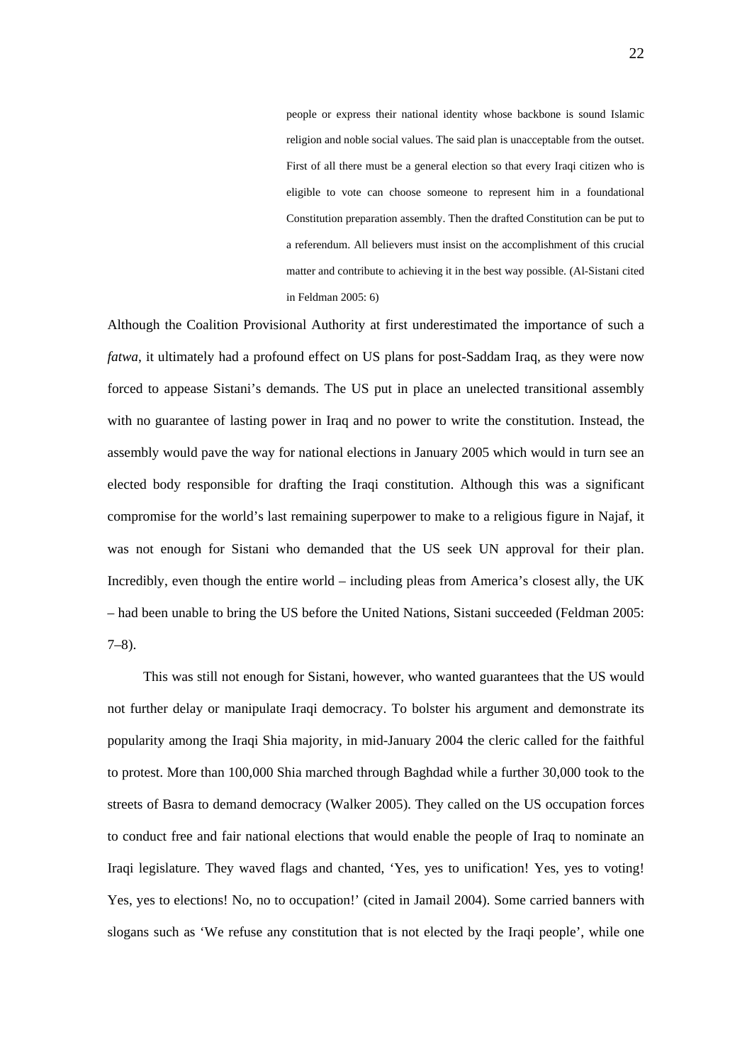> people or express their national identity whose backbone is sound Islamic religion and noble social values. The said plan is unacceptable from the outset. First of all there must be a general election so that every Iraqi citizen who is eligible to vote can choose someone to represent him in a foundational Constitution preparation assembly. Then the drafted Constitution can be put to a referendum. All believers must insist on the accomplishment of this crucial matter and contribute to achieving it in the best way possible. (Al-Sistani cited in Feldman 2005: 6)

Although the Coalition Provisional Authority at first underestimated the importance of such a *fatwa*, it ultimately had a profound effect on US plans for post-Saddam Iraq, as they were now forced to appease Sistani's demands. The US put in place an unelected transitional assembly with no guarantee of lasting power in Iraq and no power to write the constitution. Instead, the assembly would pave the way for national elections in January 2005 which would in turn see an elected body responsible for drafting the Iraqi constitution. Although this was a significant compromise for the world's last remaining superpower to make to a religious figure in Najaf, it was not enough for Sistani who demanded that the US seek UN approval for their plan. Incredibly, even though the entire world – including pleas from America's closest ally, the UK – had been unable to bring the US before the United Nations, Sistani succeeded (Feldman 2005: 7–8).

This was still not enough for Sistani, however, who wanted guarantees that the US would not further delay or manipulate Iraqi democracy. To bolster his argument and demonstrate its popularity among the Iraqi Shia majority, in mid-January 2004 the cleric called for the faithful to protest. More than 100,000 Shia marched through Baghdad while a further 30,000 took to the streets of Basra to demand democracy (Walker 2005). They called on the US occupation forces to conduct free and fair national elections that would enable the people of Iraq to nominate an Iraqi legislature. They waved flags and chanted, 'Yes, yes to unification! Yes, yes to voting! Yes, yes to elections! No, no to occupation!' (cited in Jamail 2004). Some carried banners with slogans such as 'We refuse any constitution that is not elected by the Iraqi people', while one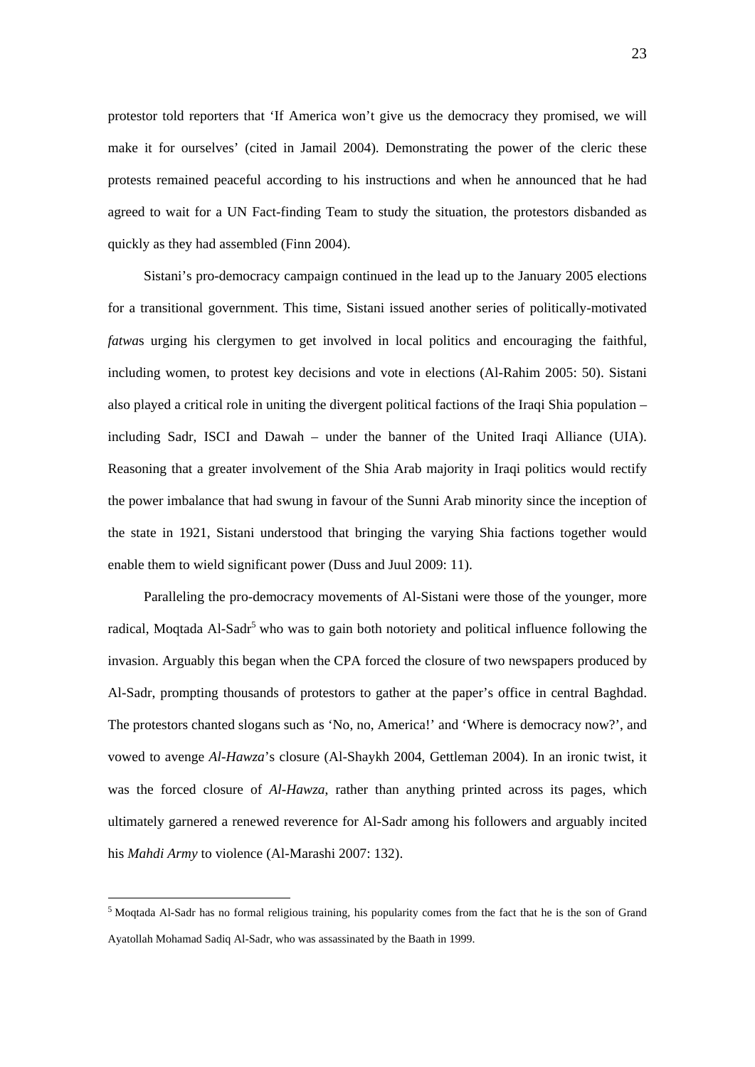protestor told reporters that 'If America won't give us the democracy they promised, we will make it for ourselves' (cited in Jamail 2004). Demonstrating the power of the cleric these protests remained peaceful according to his instructions and when he announced that he had agreed to wait for a UN Fact-finding Team to study the situation, the protestors disbanded as quickly as they had assembled (Finn 2004).

Sistani's pro-democracy campaign continued in the lead up to the January 2005 elections for a transitional government. This time, Sistani issued another series of politically-motivated *fatwa*s urging his clergymen to get involved in local politics and encouraging the faithful, including women, to protest key decisions and vote in elections (Al-Rahim 2005: 50). Sistani also played a critical role in uniting the divergent political factions of the Iraqi Shia population – including Sadr, ISCI and Dawah – under the banner of the United Iraqi Alliance (UIA). Reasoning that a greater involvement of the Shia Arab majority in Iraqi politics would rectify the power imbalance that had swung in favour of the Sunni Arab minority since the inception of the state in 1921, Sistani understood that bringing the varying Shia factions together would enable them to wield significant power (Duss and Juul 2009: 11).

Paralleling the pro-democracy movements of Al-Sistani were those of the younger, more radical, Moqtada Al-Sadr[5] who was to gain both notoriety and political influence following the invasion. Arguably this began when the CPA forced the closure of two newspapers produced by Al-Sadr, prompting thousands of protestors to gather at the paper's office in central Baghdad. The protestors chanted slogans such as 'No, no, America!' and 'Where is democracy now?', and vowed to avenge *Al-Hawza*'s closure (Al-Shaykh 2004, Gettleman 2004). In an ironic twist, it was the forced closure of *Al-Hawza*, rather than anything printed across its pages, which ultimately garnered a renewed reverence for Al-Sadr among his followers and arguably incited his *Mahdi Army* to violence (Al-Marashi 2007: 132).

---

[5] Moqtada Al-Sadr has no formal religious training, his popularity comes from the fact that he is the son of Grand Ayatollah Mohamad Sadiq Al-Sadr, who was assassinated by the Baath in 1999.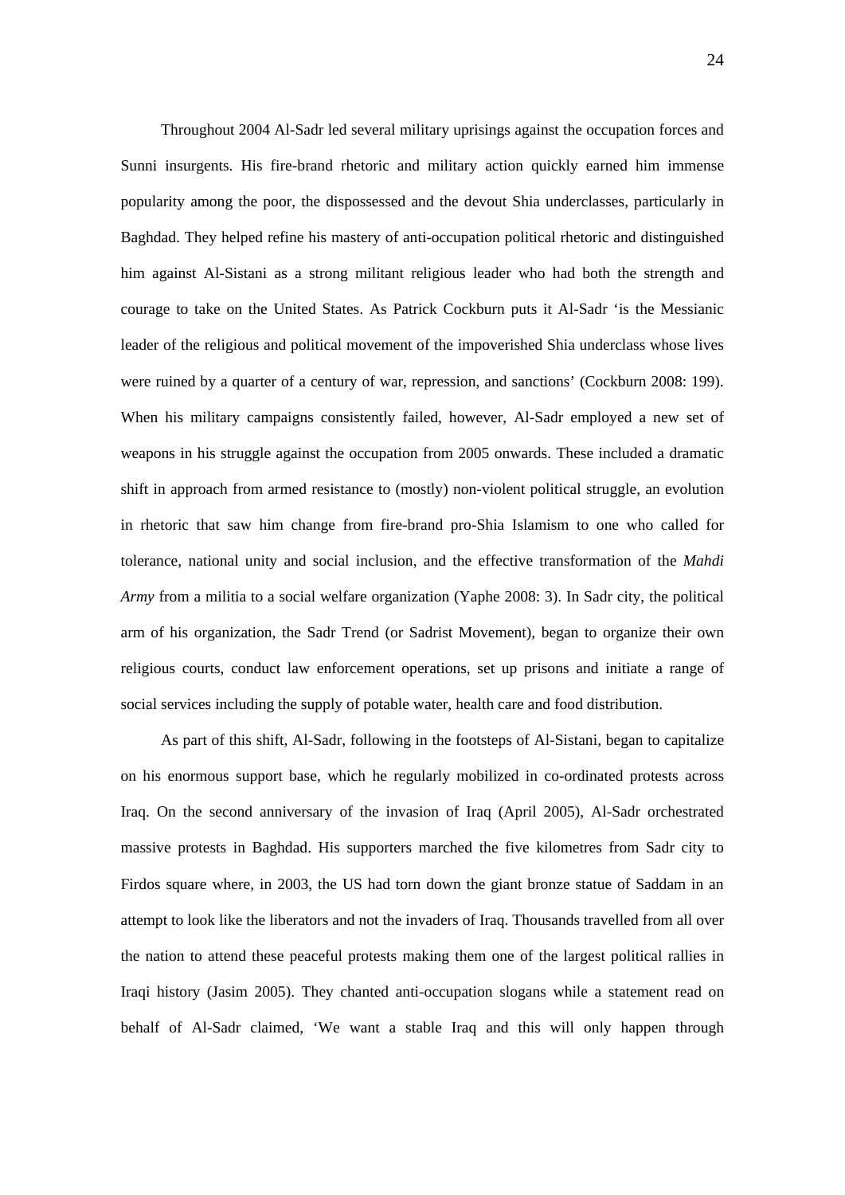Throughout 2004 Al-Sadr led several military uprisings against the occupation forces and Sunni insurgents. His fire-brand rhetoric and military action quickly earned him immense popularity among the poor, the dispossessed and the devout Shia underclasses, particularly in Baghdad. They helped refine his mastery of anti-occupation political rhetoric and distinguished him against Al-Sistani as a strong militant religious leader who had both the strength and courage to take on the United States. As Patrick Cockburn puts it Al-Sadr 'is the Messianic leader of the religious and political movement of the impoverished Shia underclass whose lives were ruined by a quarter of a century of war, repression, and sanctions' (Cockburn 2008: 199). When his military campaigns consistently failed, however, Al-Sadr employed a new set of weapons in his struggle against the occupation from 2005 onwards. These included a dramatic shift in approach from armed resistance to (mostly) non-violent political struggle, an evolution in rhetoric that saw him change from fire-brand pro-Shia Islamism to one who called for tolerance, national unity and social inclusion, and the effective transformation of the *Mahdi Army* from a militia to a social welfare organization (Yaphe 2008: 3). In Sadr city, the political arm of his organization, the Sadr Trend (or Sadrist Movement), began to organize their own religious courts, conduct law enforcement operations, set up prisons and initiate a range of social services including the supply of potable water, health care and food distribution.

As part of this shift, Al-Sadr, following in the footsteps of Al-Sistani, began to capitalize on his enormous support base, which he regularly mobilized in co-ordinated protests across Iraq. On the second anniversary of the invasion of Iraq (April 2005), Al-Sadr orchestrated massive protests in Baghdad. His supporters marched the five kilometres from Sadr city to Firdos square where, in 2003, the US had torn down the giant bronze statue of Saddam in an attempt to look like the liberators and not the invaders of Iraq. Thousands travelled from all over the nation to attend these peaceful protests making them one of the largest political rallies in Iraqi history (Jasim 2005). They chanted anti-occupation slogans while a statement read on behalf of Al-Sadr claimed, 'We want a stable Iraq and this will only happen through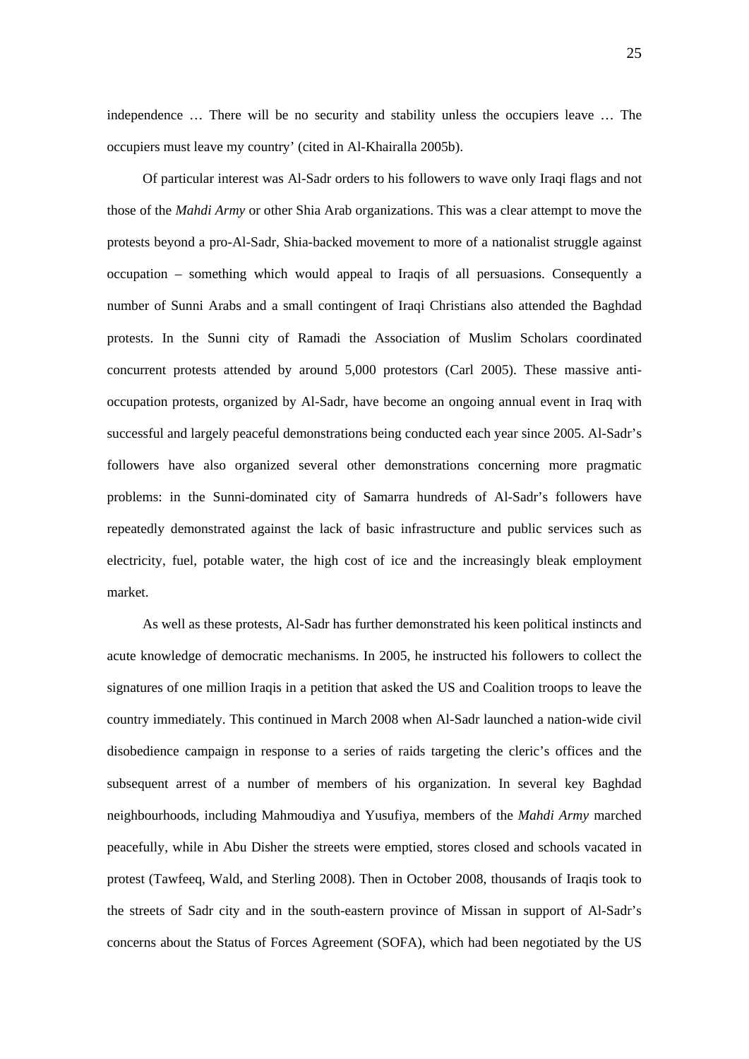independence … There will be no security and stability unless the occupiers leave … The occupiers must leave my country' (cited in Al-Khairalla 2005b).

Of particular interest was Al-Sadr orders to his followers to wave only Iraqi flags and not those of the *Mahdi Army* or other Shia Arab organizations. This was a clear attempt to move the protests beyond a pro-Al-Sadr, Shia-backed movement to more of a nationalist struggle against occupation – something which would appeal to Iraqis of all persuasions. Consequently a number of Sunni Arabs and a small contingent of Iraqi Christians also attended the Baghdad protests. In the Sunni city of Ramadi the Association of Muslim Scholars coordinated concurrent protests attended by around 5,000 protestors (Carl 2005). These massive anti-occupation protests, organized by Al-Sadr, have become an ongoing annual event in Iraq with successful and largely peaceful demonstrations being conducted each year since 2005. Al-Sadr's followers have also organized several other demonstrations concerning more pragmatic problems: in the Sunni-dominated city of Samarra hundreds of Al-Sadr's followers have repeatedly demonstrated against the lack of basic infrastructure and public services such as electricity, fuel, potable water, the high cost of ice and the increasingly bleak employment market.

As well as these protests, Al-Sadr has further demonstrated his keen political instincts and acute knowledge of democratic mechanisms. In 2005, he instructed his followers to collect the signatures of one million Iraqis in a petition that asked the US and Coalition troops to leave the country immediately. This continued in March 2008 when Al-Sadr launched a nation-wide civil disobedience campaign in response to a series of raids targeting the cleric's offices and the subsequent arrest of a number of members of his organization. In several key Baghdad neighbourhoods, including Mahmoudiya and Yusufiya, members of the *Mahdi Army* marched peacefully, while in Abu Disher the streets were emptied, stores closed and schools vacated in protest (Tawfeeq, Wald, and Sterling 2008). Then in October 2008, thousands of Iraqis took to the streets of Sadr city and in the south-eastern province of Missan in support of Al-Sadr's concerns about the Status of Forces Agreement (SOFA), which had been negotiated by the US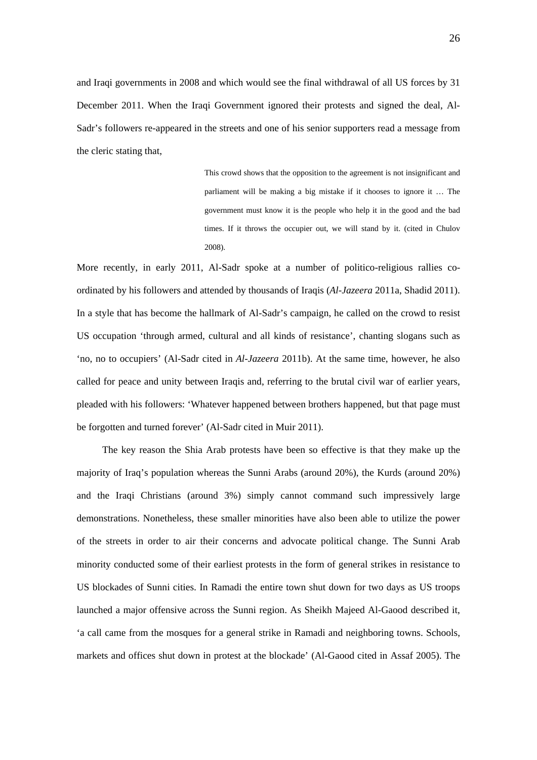and Iraqi governments in 2008 and which would see the final withdrawal of all US forces by 31 December 2011. When the Iraqi Government ignored their protests and signed the deal, Al-Sadr's followers re-appeared in the streets and one of his senior supporters read a message from the cleric stating that,

> This crowd shows that the opposition to the agreement is not insignificant and parliament will be making a big mistake if it chooses to ignore it … The government must know it is the people who help it in the good and the bad times. If it throws the occupier out, we will stand by it. (cited in Chulov 2008).

More recently, in early 2011, Al-Sadr spoke at a number of politico-religious rallies co-ordinated by his followers and attended by thousands of Iraqis (*Al-Jazeera* 2011a, Shadid 2011). In a style that has become the hallmark of Al-Sadr's campaign, he called on the crowd to resist US occupation 'through armed, cultural and all kinds of resistance', chanting slogans such as 'no, no to occupiers' (Al-Sadr cited in *Al-Jazeera* 2011b). At the same time, however, he also called for peace and unity between Iraqis and, referring to the brutal civil war of earlier years, pleaded with his followers: 'Whatever happened between brothers happened, but that page must be forgotten and turned forever' (Al-Sadr cited in Muir 2011).

The key reason the Shia Arab protests have been so effective is that they make up the majority of Iraq's population whereas the Sunni Arabs (around 20%), the Kurds (around 20%) and the Iraqi Christians (around 3%) simply cannot command such impressively large demonstrations. Nonetheless, these smaller minorities have also been able to utilize the power of the streets in order to air their concerns and advocate political change. The Sunni Arab minority conducted some of their earliest protests in the form of general strikes in resistance to US blockades of Sunni cities. In Ramadi the entire town shut down for two days as US troops launched a major offensive across the Sunni region. As Sheikh Majeed Al-Gaood described it, 'a call came from the mosques for a general strike in Ramadi and neighboring towns. Schools, markets and offices shut down in protest at the blockade' (Al-Gaood cited in Assaf 2005). The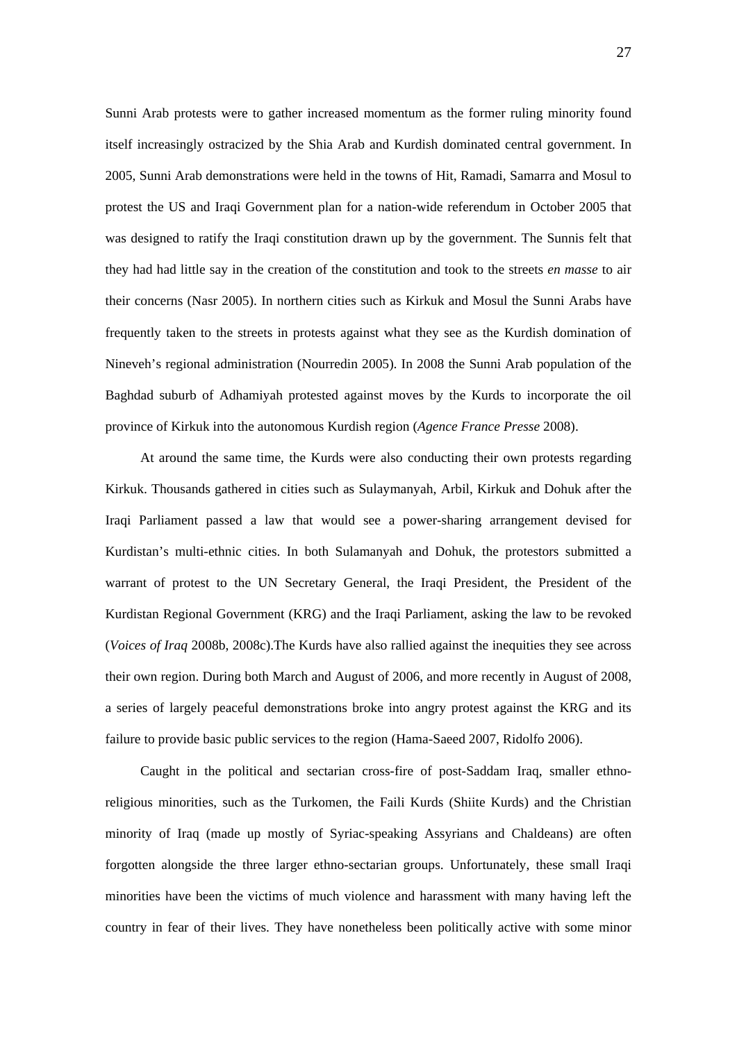Sunni Arab protests were to gather increased momentum as the former ruling minority found itself increasingly ostracized by the Shia Arab and Kurdish dominated central government. In 2005, Sunni Arab demonstrations were held in the towns of Hit, Ramadi, Samarra and Mosul to protest the US and Iraqi Government plan for a nation-wide referendum in October 2005 that was designed to ratify the Iraqi constitution drawn up by the government. The Sunnis felt that they had had little say in the creation of the constitution and took to the streets *en masse* to air their concerns (Nasr 2005). In northern cities such as Kirkuk and Mosul the Sunni Arabs have frequently taken to the streets in protests against what they see as the Kurdish domination of Nineveh's regional administration (Nourredin 2005). In 2008 the Sunni Arab population of the Baghdad suburb of Adhamiyah protested against moves by the Kurds to incorporate the oil province of Kirkuk into the autonomous Kurdish region (*Agence France Presse* 2008).

At around the same time, the Kurds were also conducting their own protests regarding Kirkuk. Thousands gathered in cities such as Sulaymanyah, Arbil, Kirkuk and Dohuk after the Iraqi Parliament passed a law that would see a power-sharing arrangement devised for Kurdistan's multi-ethnic cities. In both Sulamanyah and Dohuk, the protestors submitted a warrant of protest to the UN Secretary General, the Iraqi President, the President of the Kurdistan Regional Government (KRG) and the Iraqi Parliament, asking the law to be revoked (*Voices of Iraq* 2008b, 2008c).The Kurds have also rallied against the inequities they see across their own region. During both March and August of 2006, and more recently in August of 2008, a series of largely peaceful demonstrations broke into angry protest against the KRG and its failure to provide basic public services to the region (Hama-Saeed 2007, Ridolfo 2006).

Caught in the political and sectarian cross-fire of post-Saddam Iraq, smaller ethno-religious minorities, such as the Turkomen, the Faili Kurds (Shiite Kurds) and the Christian minority of Iraq (made up mostly of Syriac-speaking Assyrians and Chaldeans) are often forgotten alongside the three larger ethno-sectarian groups. Unfortunately, these small Iraqi minorities have been the victims of much violence and harassment with many having left the country in fear of their lives. They have nonetheless been politically active with some minor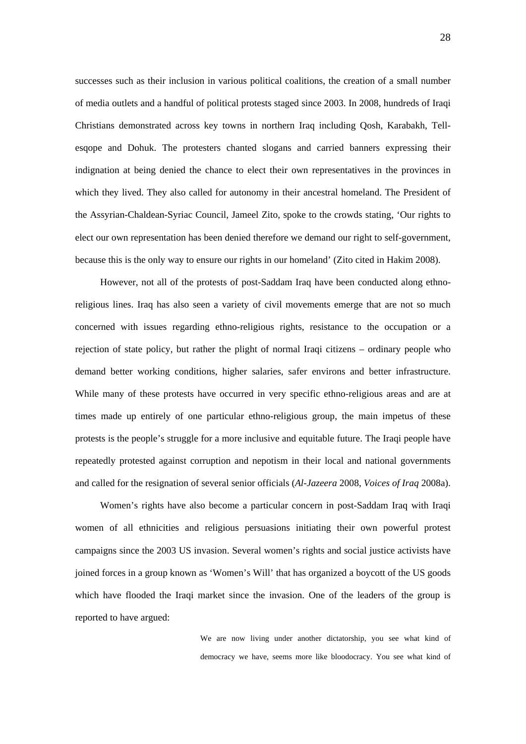successes such as their inclusion in various political coalitions, the creation of a small number of media outlets and a handful of political protests staged since 2003. In 2008, hundreds of Iraqi Christians demonstrated across key towns in northern Iraq including Qosh, Karabakh, Tell-esqope and Dohuk. The protesters chanted slogans and carried banners expressing their indignation at being denied the chance to elect their own representatives in the provinces in which they lived. They also called for autonomy in their ancestral homeland. The President of the Assyrian-Chaldean-Syriac Council, Jameel Zito, spoke to the crowds stating, 'Our rights to elect our own representation has been denied therefore we demand our right to self-government, because this is the only way to ensure our rights in our homeland' (Zito cited in Hakim 2008).

However, not all of the protests of post-Saddam Iraq have been conducted along ethno-religious lines. Iraq has also seen a variety of civil movements emerge that are not so much concerned with issues regarding ethno-religious rights, resistance to the occupation or a rejection of state policy, but rather the plight of normal Iraqi citizens – ordinary people who demand better working conditions, higher salaries, safer environs and better infrastructure. While many of these protests have occurred in very specific ethno-religious areas and are at times made up entirely of one particular ethno-religious group, the main impetus of these protests is the people's struggle for a more inclusive and equitable future. The Iraqi people have repeatedly protested against corruption and nepotism in their local and national governments and called for the resignation of several senior officials (*Al-Jazeera* 2008, *Voices of Iraq* 2008a).

Women's rights have also become a particular concern in post-Saddam Iraq with Iraqi women of all ethnicities and religious persuasions initiating their own powerful protest campaigns since the 2003 US invasion. Several women's rights and social justice activists have joined forces in a group known as 'Women's Will' that has organized a boycott of the US goods which have flooded the Iraqi market since the invasion. One of the leaders of the group is reported to have argued:

> We are now living under another dictatorship, you see what kind of democracy we have, seems more like bloodocracy. You see what kind of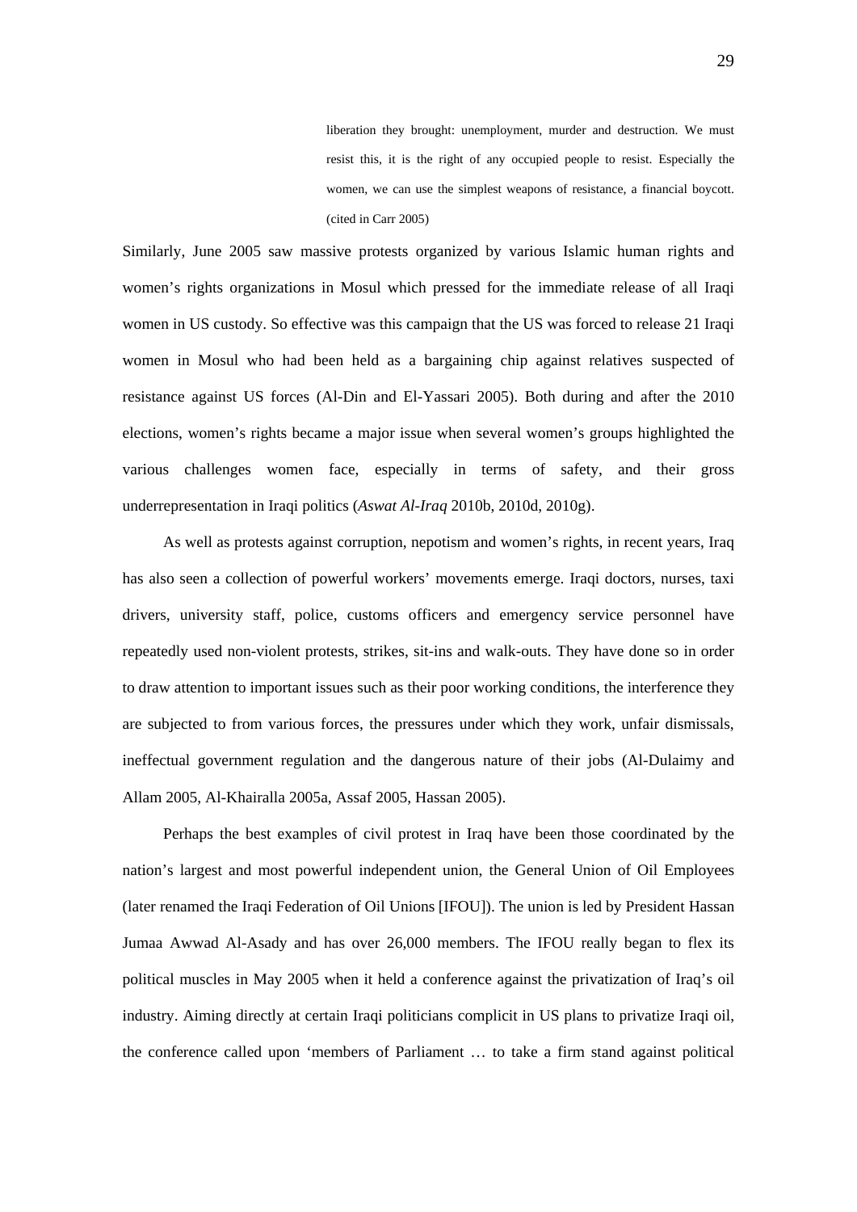> liberation they brought: unemployment, murder and destruction. We must resist this, it is the right of any occupied people to resist. Especially the women, we can use the simplest weapons of resistance, a financial boycott. (cited in Carr 2005)

Similarly, June 2005 saw massive protests organized by various Islamic human rights and women's rights organizations in Mosul which pressed for the immediate release of all Iraqi women in US custody. So effective was this campaign that the US was forced to release 21 Iraqi women in Mosul who had been held as a bargaining chip against relatives suspected of resistance against US forces (Al-Din and El-Yassari 2005). Both during and after the 2010 elections, women's rights became a major issue when several women's groups highlighted the various challenges women face, especially in terms of safety, and their gross underrepresentation in Iraqi politics (*Aswat Al-Iraq* 2010b, 2010d, 2010g).

As well as protests against corruption, nepotism and women's rights, in recent years, Iraq has also seen a collection of powerful workers' movements emerge. Iraqi doctors, nurses, taxi drivers, university staff, police, customs officers and emergency service personnel have repeatedly used non-violent protests, strikes, sit-ins and walk-outs. They have done so in order to draw attention to important issues such as their poor working conditions, the interference they are subjected to from various forces, the pressures under which they work, unfair dismissals, ineffectual government regulation and the dangerous nature of their jobs (Al-Dulaimy and Allam 2005, Al-Khairalla 2005a, Assaf 2005, Hassan 2005).

Perhaps the best examples of civil protest in Iraq have been those coordinated by the nation's largest and most powerful independent union, the General Union of Oil Employees (later renamed the Iraqi Federation of Oil Unions [IFOU]). The union is led by President Hassan Jumaa Awwad Al-Asady and has over 26,000 members. The IFOU really began to flex its political muscles in May 2005 when it held a conference against the privatization of Iraq's oil industry. Aiming directly at certain Iraqi politicians complicit in US plans to privatize Iraqi oil, the conference called upon 'members of Parliament … to take a firm stand against political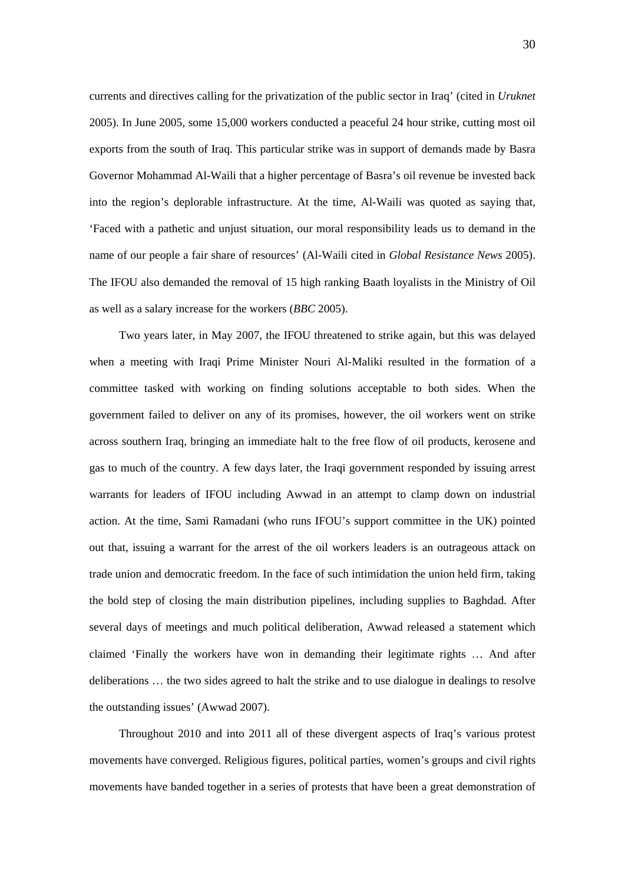currents and directives calling for the privatization of the public sector in Iraq' (cited in *Uruknet* 2005). In June 2005, some 15,000 workers conducted a peaceful 24 hour strike, cutting most oil exports from the south of Iraq. This particular strike was in support of demands made by Basra Governor Mohammad Al-Waili that a higher percentage of Basra's oil revenue be invested back into the region's deplorable infrastructure. At the time, Al-Waili was quoted as saying that, 'Faced with a pathetic and unjust situation, our moral responsibility leads us to demand in the name of our people a fair share of resources' (Al-Waili cited in *Global Resistance News* 2005). The IFOU also demanded the removal of 15 high ranking Baath loyalists in the Ministry of Oil as well as a salary increase for the workers (*BBC* 2005).

Two years later, in May 2007, the IFOU threatened to strike again, but this was delayed when a meeting with Iraqi Prime Minister Nouri Al-Maliki resulted in the formation of a committee tasked with working on finding solutions acceptable to both sides. When the government failed to deliver on any of its promises, however, the oil workers went on strike across southern Iraq, bringing an immediate halt to the free flow of oil products, kerosene and gas to much of the country. A few days later, the Iraqi government responded by issuing arrest warrants for leaders of IFOU including Awwad in an attempt to clamp down on industrial action. At the time, Sami Ramadani (who runs IFOU's support committee in the UK) pointed out that, issuing a warrant for the arrest of the oil workers leaders is an outrageous attack on trade union and democratic freedom. In the face of such intimidation the union held firm, taking the bold step of closing the main distribution pipelines, including supplies to Baghdad. After several days of meetings and much political deliberation, Awwad released a statement which claimed 'Finally the workers have won in demanding their legitimate rights … And after deliberations … the two sides agreed to halt the strike and to use dialogue in dealings to resolve the outstanding issues' (Awwad 2007).

Throughout 2010 and into 2011 all of these divergent aspects of Iraq's various protest movements have converged. Religious figures, political parties, women's groups and civil rights movements have banded together in a series of protests that have been a great demonstration of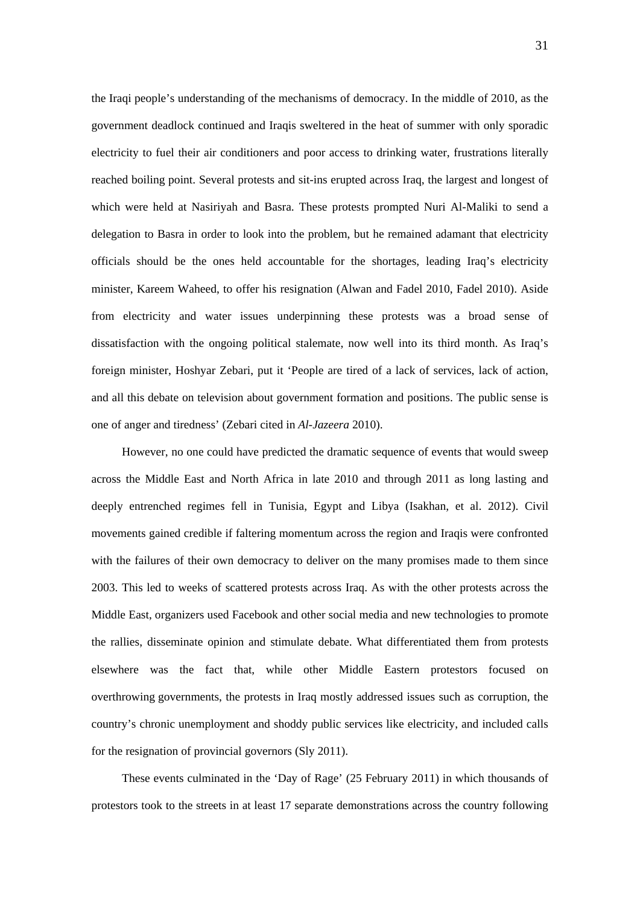the Iraqi people's understanding of the mechanisms of democracy. In the middle of 2010, as the government deadlock continued and Iraqis sweltered in the heat of summer with only sporadic electricity to fuel their air conditioners and poor access to drinking water, frustrations literally reached boiling point. Several protests and sit-ins erupted across Iraq, the largest and longest of which were held at Nasiriyah and Basra. These protests prompted Nuri Al-Maliki to send a delegation to Basra in order to look into the problem, but he remained adamant that electricity officials should be the ones held accountable for the shortages, leading Iraq's electricity minister, Kareem Waheed, to offer his resignation (Alwan and Fadel 2010, Fadel 2010). Aside from electricity and water issues underpinning these protests was a broad sense of dissatisfaction with the ongoing political stalemate, now well into its third month. As Iraq's foreign minister, Hoshyar Zebari, put it 'People are tired of a lack of services, lack of action, and all this debate on television about government formation and positions. The public sense is one of anger and tiredness' (Zebari cited in *Al-Jazeera* 2010).

However, no one could have predicted the dramatic sequence of events that would sweep across the Middle East and North Africa in late 2010 and through 2011 as long lasting and deeply entrenched regimes fell in Tunisia, Egypt and Libya (Isakhan, et al. 2012). Civil movements gained credible if faltering momentum across the region and Iraqis were confronted with the failures of their own democracy to deliver on the many promises made to them since 2003. This led to weeks of scattered protests across Iraq. As with the other protests across the Middle East, organizers used Facebook and other social media and new technologies to promote the rallies, disseminate opinion and stimulate debate. What differentiated them from protests elsewhere was the fact that, while other Middle Eastern protestors focused on overthrowing governments, the protests in Iraq mostly addressed issues such as corruption, the country's chronic unemployment and shoddy public services like electricity, and included calls for the resignation of provincial governors (Sly 2011).

These events culminated in the 'Day of Rage' (25 February 2011) in which thousands of protestors took to the streets in at least 17 separate demonstrations across the country following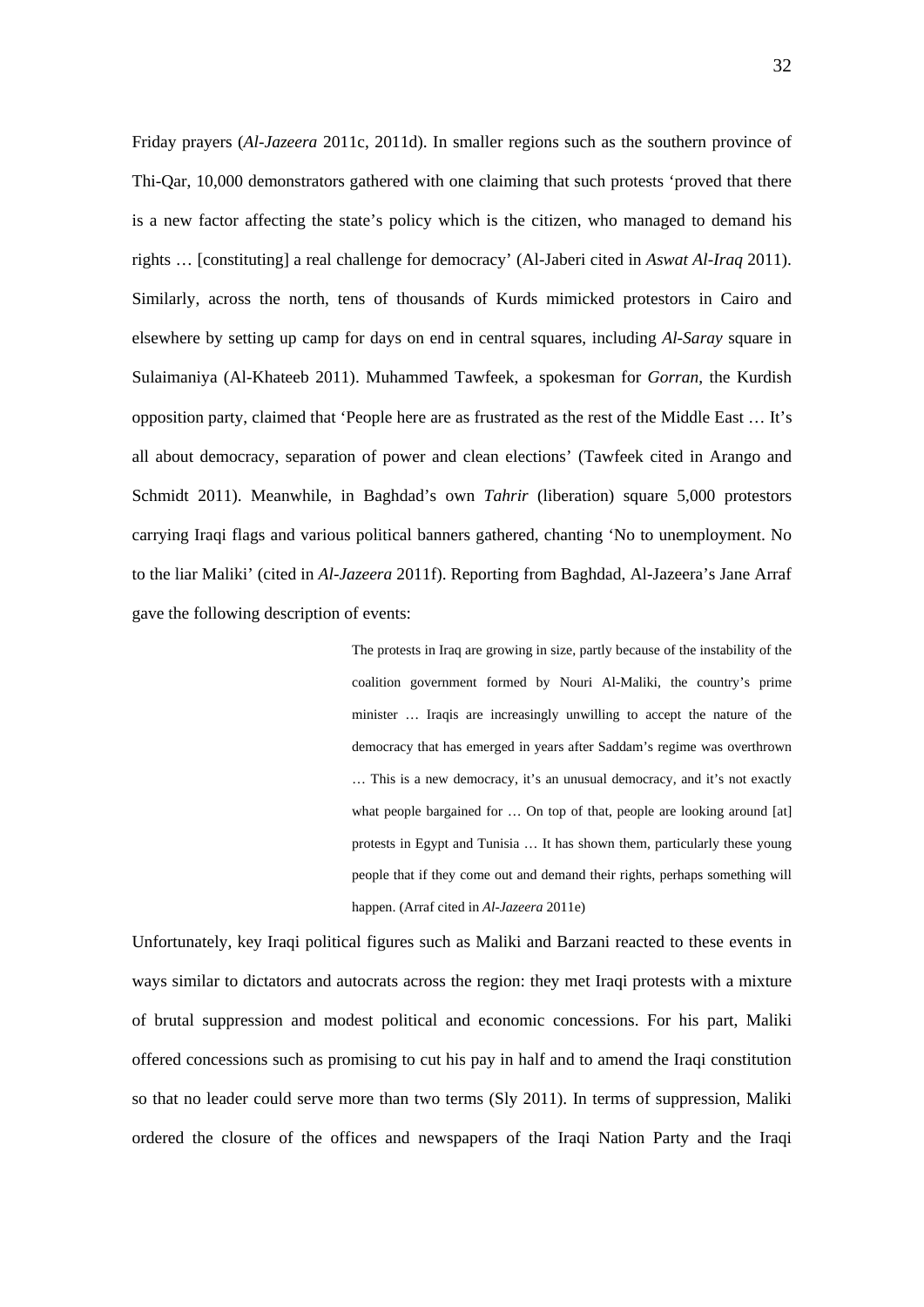Friday prayers (*Al-Jazeera* 2011c, 2011d). In smaller regions such as the southern province of Thi-Qar, 10,000 demonstrators gathered with one claiming that such protests 'proved that there is a new factor affecting the state's policy which is the citizen, who managed to demand his rights … [constituting] a real challenge for democracy' (Al-Jaberi cited in *Aswat Al-Iraq* 2011). Similarly, across the north, tens of thousands of Kurds mimicked protestors in Cairo and elsewhere by setting up camp for days on end in central squares, including *Al-Saray* square in Sulaimaniya (Al-Khateeb 2011). Muhammed Tawfeek, a spokesman for *Gorran*, the Kurdish opposition party, claimed that 'People here are as frustrated as the rest of the Middle East … It's all about democracy, separation of power and clean elections' (Tawfeek cited in Arango and Schmidt 2011). Meanwhile, in Baghdad's own *Tahrir* (liberation) square 5,000 protestors carrying Iraqi flags and various political banners gathered, chanting 'No to unemployment. No to the liar Maliki' (cited in *Al-Jazeera* 2011f). Reporting from Baghdad, Al-Jazeera's Jane Arraf gave the following description of events:

> The protests in Iraq are growing in size, partly because of the instability of the coalition government formed by Nouri Al-Maliki, the country's prime minister … Iraqis are increasingly unwilling to accept the nature of the democracy that has emerged in years after Saddam's regime was overthrown … This is a new democracy, it's an unusual democracy, and it's not exactly what people bargained for … On top of that, people are looking around [at] protests in Egypt and Tunisia … It has shown them, particularly these young people that if they come out and demand their rights, perhaps something will happen. (Arraf cited in *Al-Jazeera* 2011e)

Unfortunately, key Iraqi political figures such as Maliki and Barzani reacted to these events in ways similar to dictators and autocrats across the region: they met Iraqi protests with a mixture of brutal suppression and modest political and economic concessions. For his part, Maliki offered concessions such as promising to cut his pay in half and to amend the Iraqi constitution so that no leader could serve more than two terms (Sly 2011). In terms of suppression, Maliki ordered the closure of the offices and newspapers of the Iraqi Nation Party and the Iraqi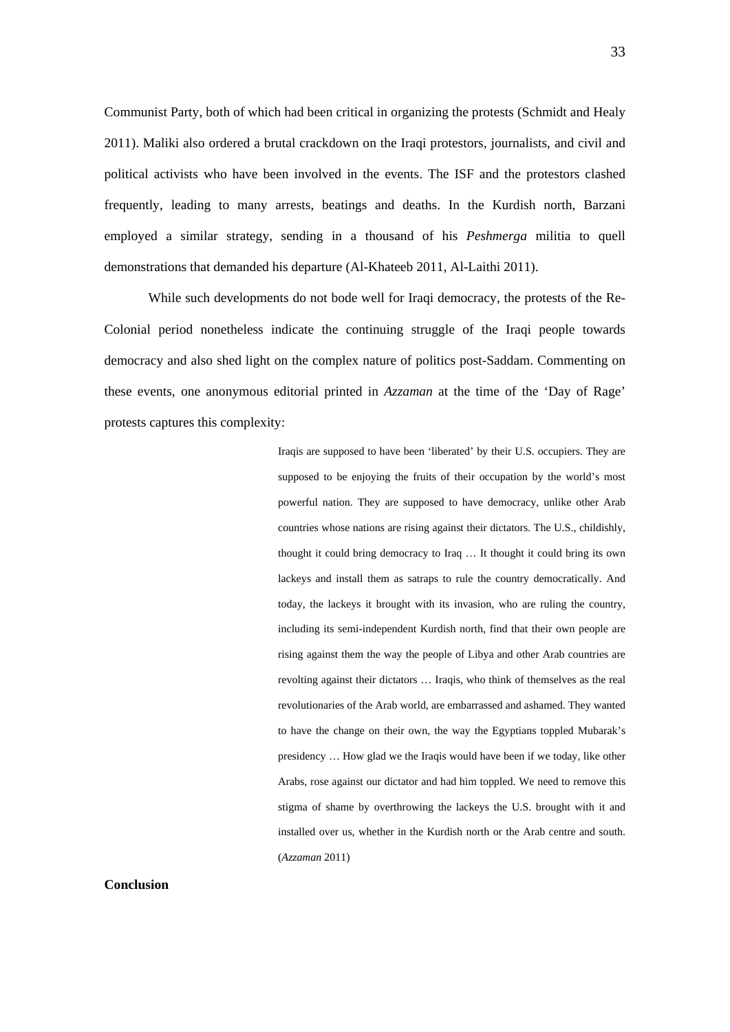Communist Party, both of which had been critical in organizing the protests (Schmidt and Healy 2011). Maliki also ordered a brutal crackdown on the Iraqi protestors, journalists, and civil and political activists who have been involved in the events. The ISF and the protestors clashed frequently, leading to many arrests, beatings and deaths. In the Kurdish north, Barzani employed a similar strategy, sending in a thousand of his *Peshmerga* militia to quell demonstrations that demanded his departure (Al-Khateeb 2011, Al-Laithi 2011).

While such developments do not bode well for Iraqi democracy, the protests of the Re-Colonial period nonetheless indicate the continuing struggle of the Iraqi people towards democracy and also shed light on the complex nature of politics post-Saddam. Commenting on these events, one anonymous editorial printed in *Azzaman* at the time of the 'Day of Rage' protests captures this complexity:

> Iraqis are supposed to have been 'liberated' by their U.S. occupiers. They are supposed to be enjoying the fruits of their occupation by the world's most powerful nation. They are supposed to have democracy, unlike other Arab countries whose nations are rising against their dictators. The U.S., childishly, thought it could bring democracy to Iraq … It thought it could bring its own lackeys and install them as satraps to rule the country democratically. And today, the lackeys it brought with its invasion, who are ruling the country, including its semi-independent Kurdish north, find that their own people are rising against them the way the people of Libya and other Arab countries are revolting against their dictators … Iraqis, who think of themselves as the real revolutionaries of the Arab world, are embarrassed and ashamed. They wanted to have the change on their own, the way the Egyptians toppled Mubarak's presidency … How glad we the Iraqis would have been if we today, like other Arabs, rose against our dictator and had him toppled. We need to remove this stigma of shame by overthrowing the lackeys the U.S. brought with it and installed over us, whether in the Kurdish north or the Arab centre and south. (*Azzaman* 2011)

**Conclusion**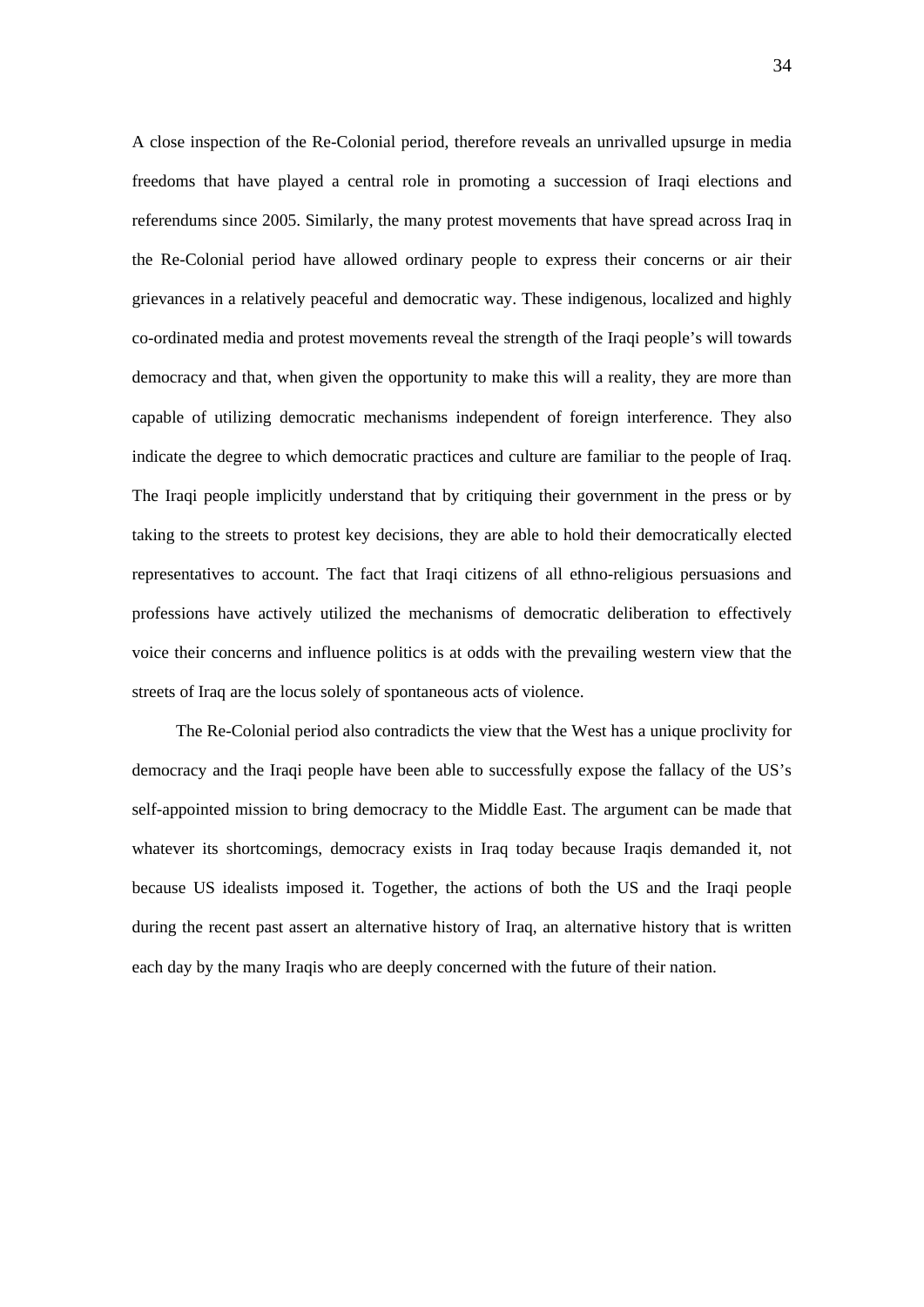A close inspection of the Re-Colonial period, therefore reveals an unrivalled upsurge in media freedoms that have played a central role in promoting a succession of Iraqi elections and referendums since 2005. Similarly, the many protest movements that have spread across Iraq in the Re-Colonial period have allowed ordinary people to express their concerns or air their grievances in a relatively peaceful and democratic way. These indigenous, localized and highly co-ordinated media and protest movements reveal the strength of the Iraqi people's will towards democracy and that, when given the opportunity to make this will a reality, they are more than capable of utilizing democratic mechanisms independent of foreign interference. They also indicate the degree to which democratic practices and culture are familiar to the people of Iraq. The Iraqi people implicitly understand that by critiquing their government in the press or by taking to the streets to protest key decisions, they are able to hold their democratically elected representatives to account. The fact that Iraqi citizens of all ethno-religious persuasions and professions have actively utilized the mechanisms of democratic deliberation to effectively voice their concerns and influence politics is at odds with the prevailing western view that the streets of Iraq are the locus solely of spontaneous acts of violence.

The Re-Colonial period also contradicts the view that the West has a unique proclivity for democracy and the Iraqi people have been able to successfully expose the fallacy of the US's self-appointed mission to bring democracy to the Middle East. The argument can be made that whatever its shortcomings, democracy exists in Iraq today because Iraqis demanded it, not because US idealists imposed it. Together, the actions of both the US and the Iraqi people during the recent past assert an alternative history of Iraq, an alternative history that is written each day by the many Iraqis who are deeply concerned with the future of their nation.